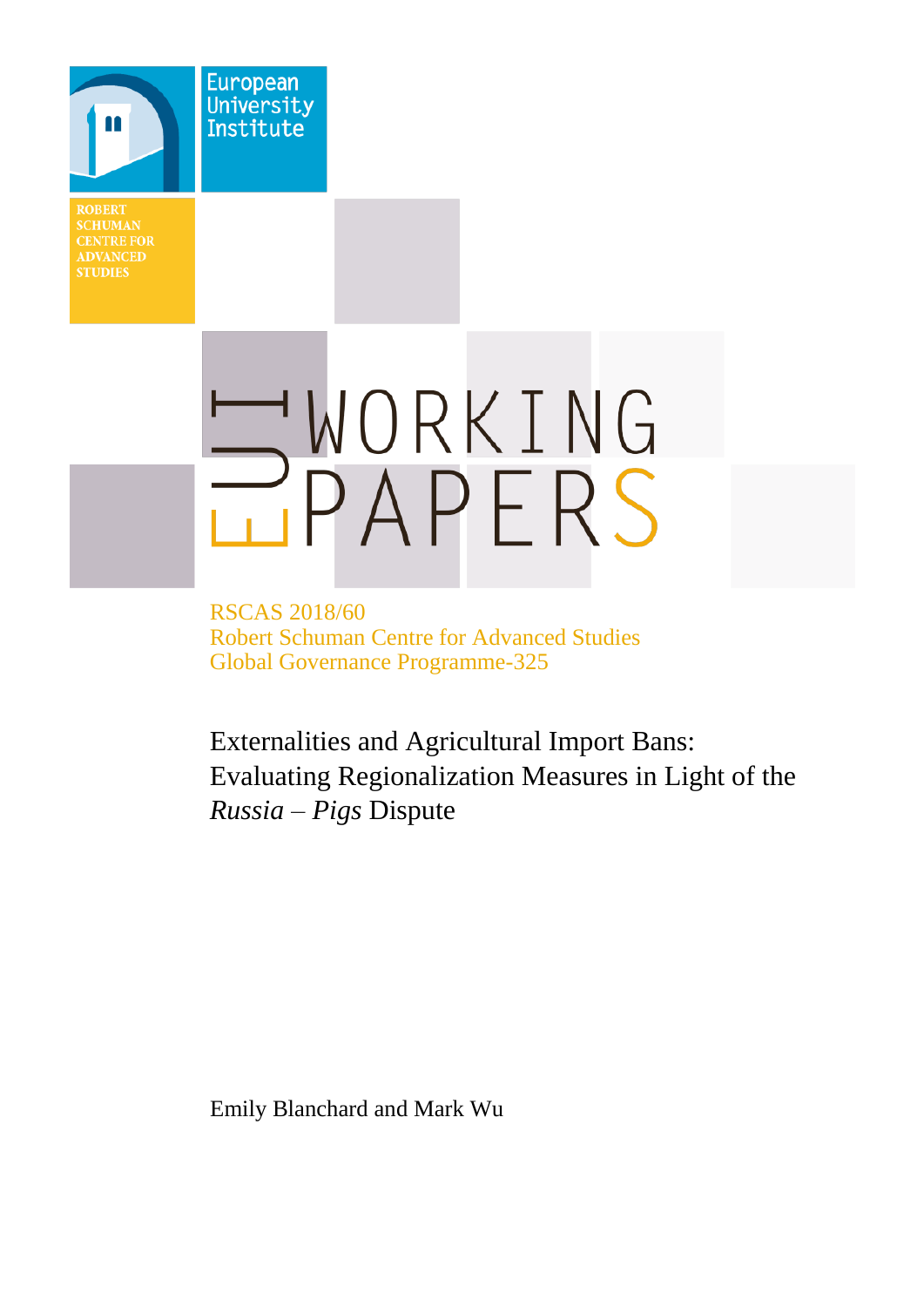European University Institute

ROBERT SCHUMAN CENTRE FOR ADVANCED STUDIES

EUI WORKING PAPERS

RSCAS 2018/60
Robert Schuman Centre for Advanced Studies
Global Governance Programme-325

# Externalities and Agricultural Import Bans: Evaluating Regionalization Measures in Light of the *Russia – Pigs* Dispute

Emily Blanchard and Mark Wu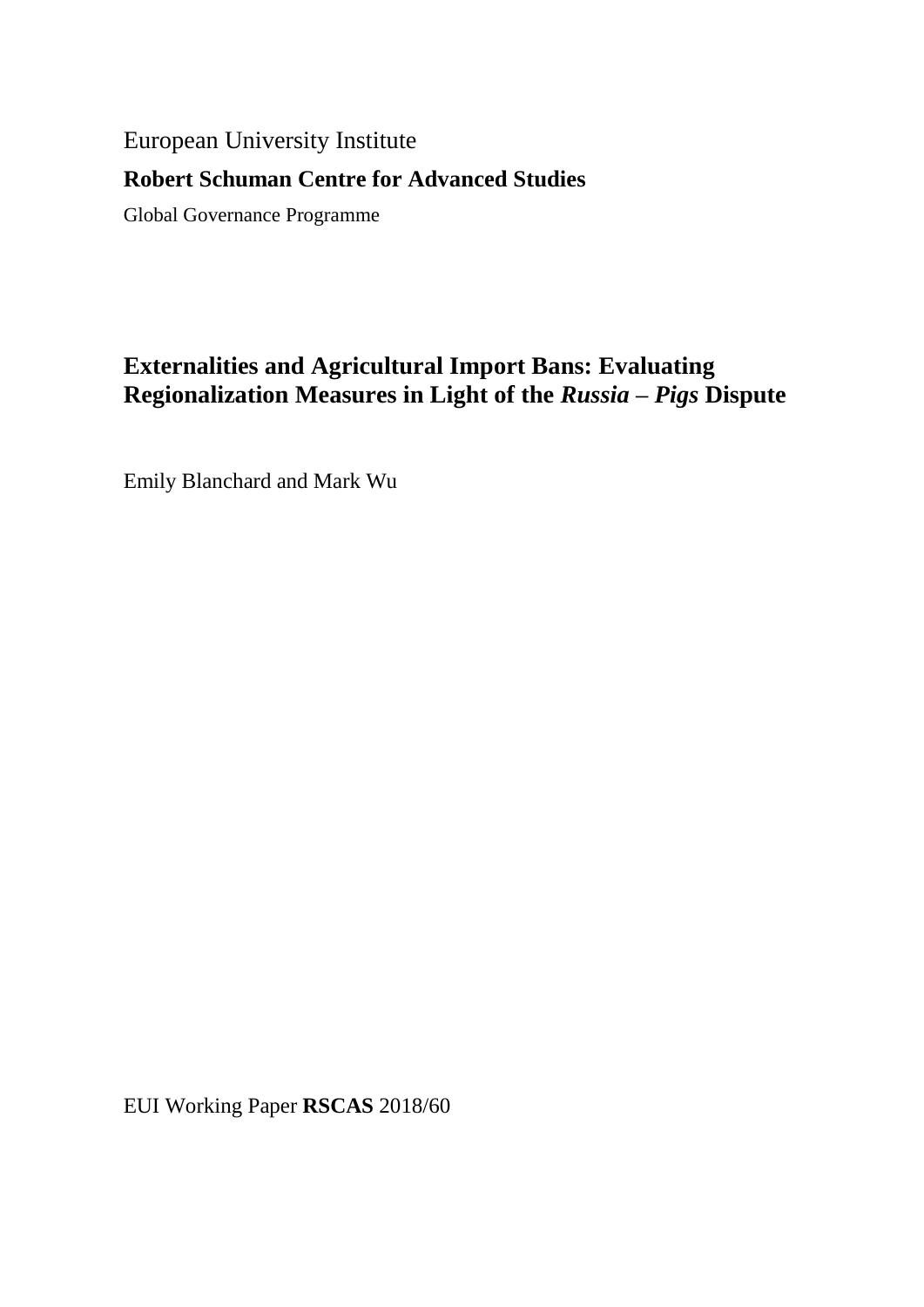European University Institute

**Robert Schuman Centre for Advanced Studies**

Global Governance Programme

# Externalities and Agricultural Import Bans: Evaluating Regionalization Measures in Light of the *Russia – Pigs* Dispute

Emily Blanchard and Mark Wu

EUI Working Paper **RSCAS** 2018/60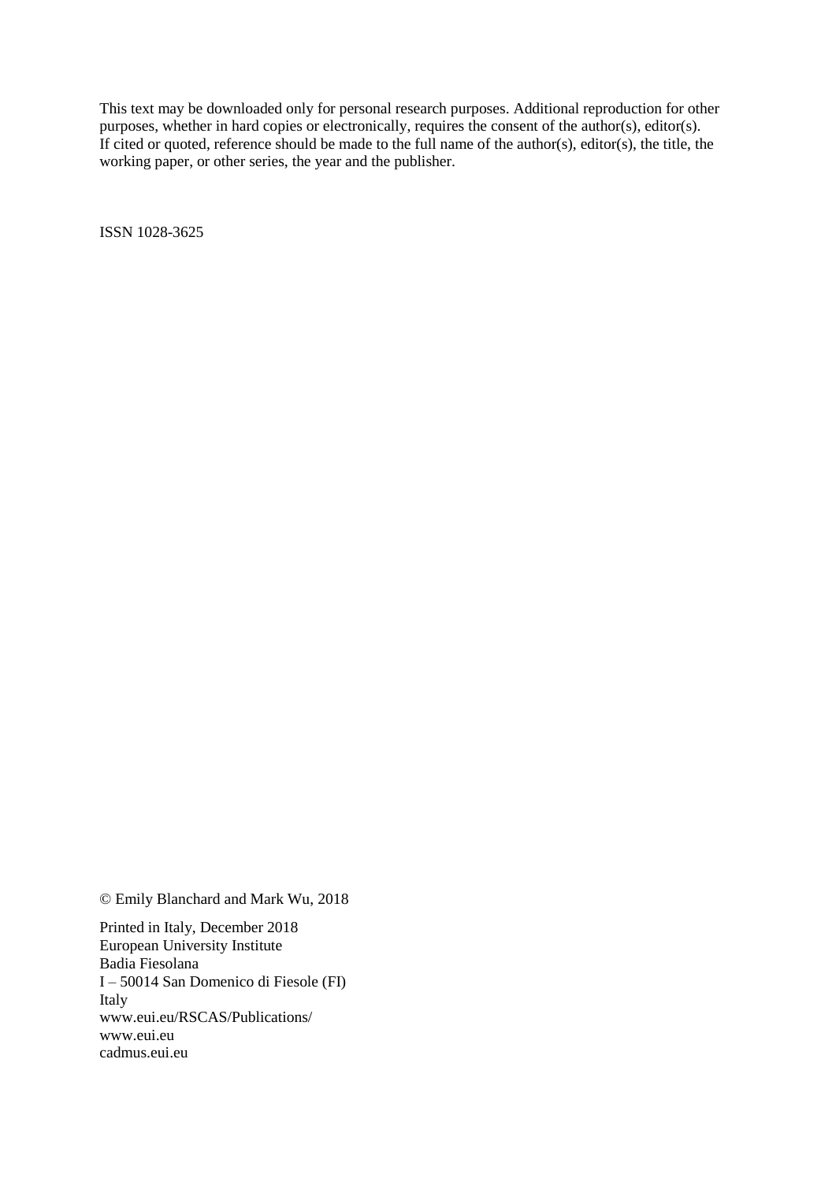This text may be downloaded only for personal research purposes. Additional reproduction for other purposes, whether in hard copies or electronically, requires the consent of the author(s), editor(s). If cited or quoted, reference should be made to the full name of the author(s), editor(s), the title, the working paper, or other series, the year and the publisher.

ISSN 1028-3625

© Emily Blanchard and Mark Wu, 2018

Printed in Italy, December 2018
European University Institute
Badia Fiesolana
I – 50014 San Domenico di Fiesole (FI)
Italy
www.eui.eu/RSCAS/Publications/
www.eui.eu
cadmus.eui.eu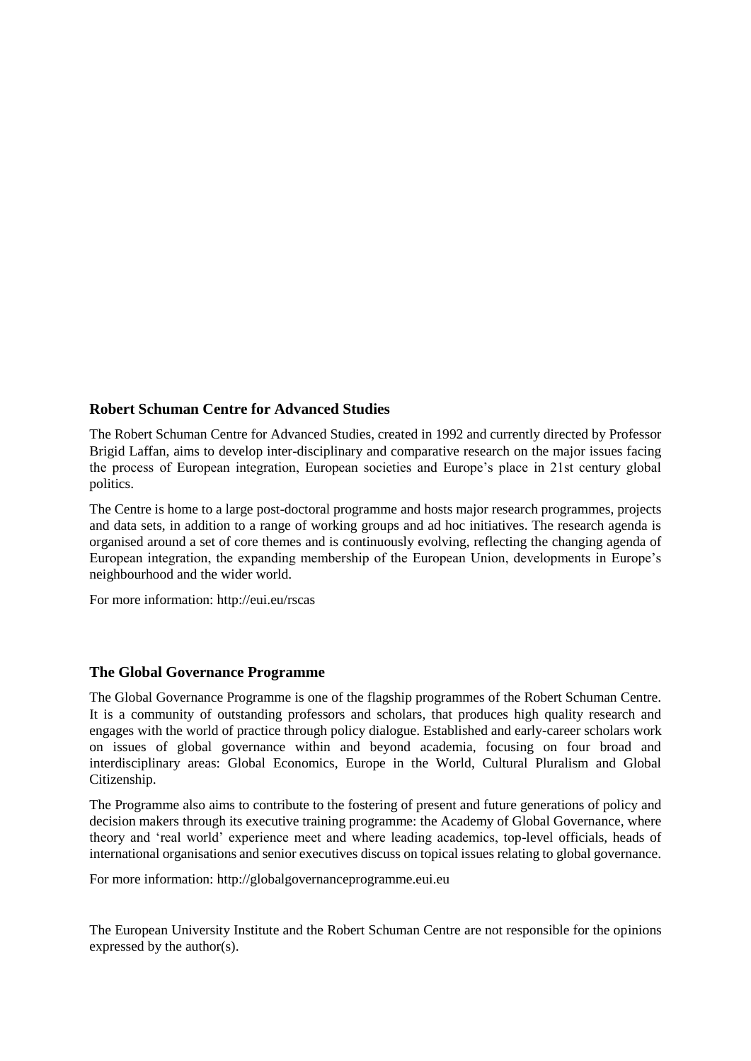### Robert Schuman Centre for Advanced Studies

The Robert Schuman Centre for Advanced Studies, created in 1992 and currently directed by Professor Brigid Laffan, aims to develop inter-disciplinary and comparative research on the major issues facing the process of European integration, European societies and Europe's place in 21st century global politics.

The Centre is home to a large post-doctoral programme and hosts major research programmes, projects and data sets, in addition to a range of working groups and ad hoc initiatives. The research agenda is organised around a set of core themes and is continuously evolving, reflecting the changing agenda of European integration, the expanding membership of the European Union, developments in Europe's neighbourhood and the wider world.

For more information: http://eui.eu/rscas

### The Global Governance Programme

The Global Governance Programme is one of the flagship programmes of the Robert Schuman Centre. It is a community of outstanding professors and scholars, that produces high quality research and engages with the world of practice through policy dialogue. Established and early-career scholars work on issues of global governance within and beyond academia, focusing on four broad and interdisciplinary areas: Global Economics, Europe in the World, Cultural Pluralism and Global Citizenship.

The Programme also aims to contribute to the fostering of present and future generations of policy and decision makers through its executive training programme: the Academy of Global Governance, where theory and 'real world' experience meet and where leading academics, top-level officials, heads of international organisations and senior executives discuss on topical issues relating to global governance.

For more information: http://globalgovernanceprogramme.eui.eu

The European University Institute and the Robert Schuman Centre are not responsible for the opinions expressed by the author(s).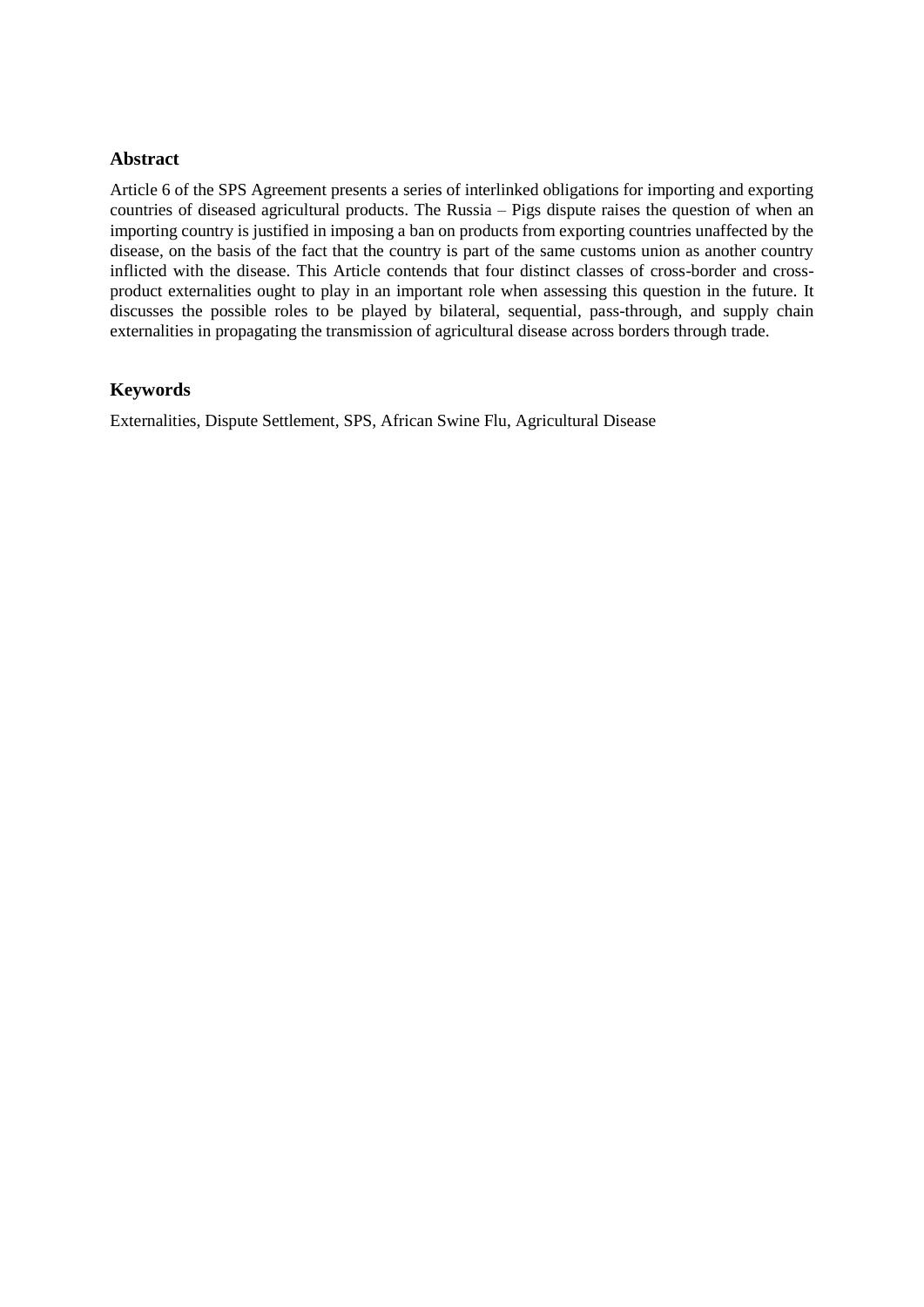## Abstract

Article 6 of the SPS Agreement presents a series of interlinked obligations for importing and exporting countries of diseased agricultural products. The Russia – Pigs dispute raises the question of when an importing country is justified in imposing a ban on products from exporting countries unaffected by the disease, on the basis of the fact that the country is part of the same customs union as another country inflicted with the disease. This Article contends that four distinct classes of cross-border and cross-product externalities ought to play in an important role when assessing this question in the future. It discusses the possible roles to be played by bilateral, sequential, pass-through, and supply chain externalities in propagating the transmission of agricultural disease across borders through trade.

## Keywords

Externalities, Dispute Settlement, SPS, African Swine Flu, Agricultural Disease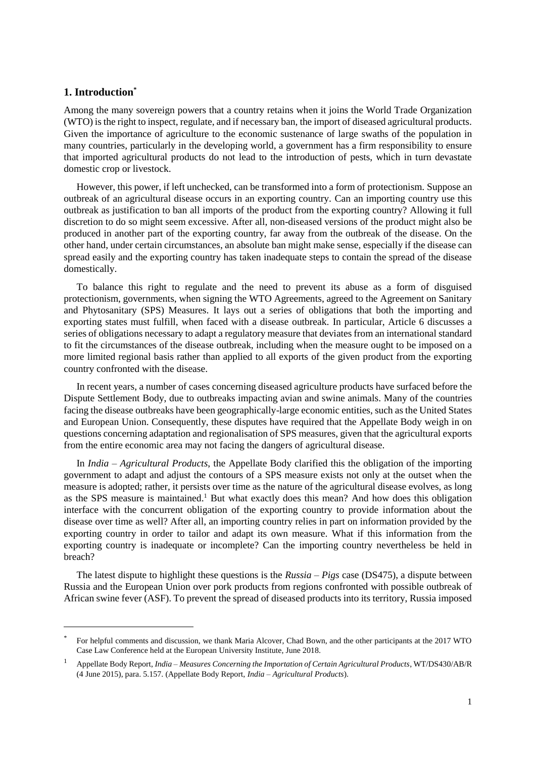## 1. Introduction[*]

Among the many sovereign powers that a country retains when it joins the World Trade Organization (WTO) is the right to inspect, regulate, and if necessary ban, the import of diseased agricultural products. Given the importance of agriculture to the economic sustenance of large swaths of the population in many countries, particularly in the developing world, a government has a firm responsibility to ensure that imported agricultural products do not lead to the introduction of pests, which in turn devastate domestic crop or livestock.

However, this power, if left unchecked, can be transformed into a form of protectionism. Suppose an outbreak of an agricultural disease occurs in an exporting country. Can an importing country use this outbreak as justification to ban all imports of the product from the exporting country? Allowing it full discretion to do so might seem excessive. After all, non-diseased versions of the product might also be produced in another part of the exporting country, far away from the outbreak of the disease. On the other hand, under certain circumstances, an absolute ban might make sense, especially if the disease can spread easily and the exporting country has taken inadequate steps to contain the spread of the disease domestically.

To balance this right to regulate and the need to prevent its abuse as a form of disguised protectionism, governments, when signing the WTO Agreements, agreed to the Agreement on Sanitary and Phytosanitary (SPS) Measures. It lays out a series of obligations that both the importing and exporting states must fulfill, when faced with a disease outbreak. In particular, Article 6 discusses a series of obligations necessary to adapt a regulatory measure that deviates from an international standard to fit the circumstances of the disease outbreak, including when the measure ought to be imposed on a more limited regional basis rather than applied to all exports of the given product from the exporting country confronted with the disease.

In recent years, a number of cases concerning diseased agriculture products have surfaced before the Dispute Settlement Body, due to outbreaks impacting avian and swine animals. Many of the countries facing the disease outbreaks have been geographically-large economic entities, such as the United States and European Union. Consequently, these disputes have required that the Appellate Body weigh in on questions concerning adaptation and regionalisation of SPS measures, given that the agricultural exports from the entire economic area may not facing the dangers of agricultural disease.

In *India – Agricultural Products*, the Appellate Body clarified this the obligation of the importing government to adapt and adjust the contours of a SPS measure exists not only at the outset when the measure is adopted; rather, it persists over time as the nature of the agricultural disease evolves, as long as the SPS measure is maintained.[1] But what exactly does this mean? And how does this obligation interface with the concurrent obligation of the exporting country to provide information about the disease over time as well? After all, an importing country relies in part on information provided by the exporting country in order to tailor and adapt its own measure. What if this information from the exporting country is inadequate or incomplete? Can the importing country nevertheless be held in breach?

The latest dispute to highlight these questions is the *Russia – Pigs* case (DS475), a dispute between Russia and the European Union over pork products from regions confronted with possible outbreak of African swine fever (ASF). To prevent the spread of diseased products into its territory, Russia imposed

---

[*] For helpful comments and discussion, we thank Maria Alcover, Chad Bown, and the other participants at the 2017 WTO Case Law Conference held at the European University Institute, June 2018.

[1] Appellate Body Report, *India – Measures Concerning the Importation of Certain Agricultural Products*, WT/DS430/AB/R (4 June 2015), para. 5.157. (Appellate Body Report, *India – Agricultural Products*).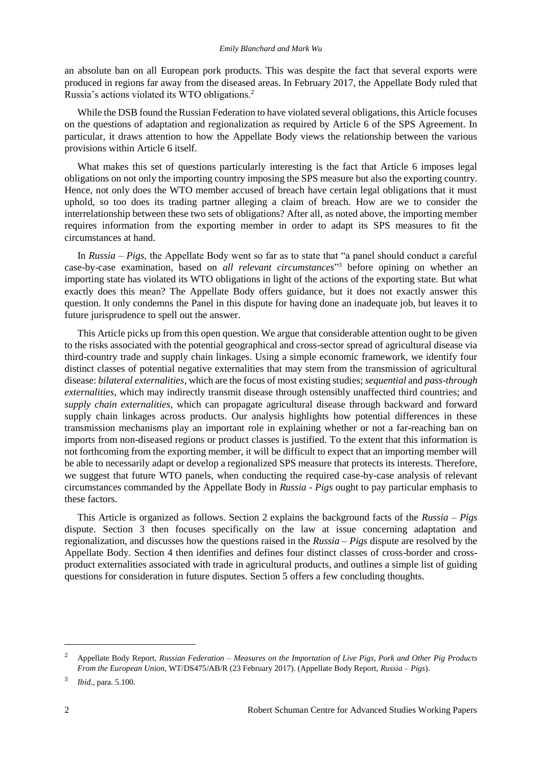an absolute ban on all European pork products. This was despite the fact that several exports were produced in regions far away from the diseased areas. In February 2017, the Appellate Body ruled that Russia's actions violated its WTO obligations.[2]

While the DSB found the Russian Federation to have violated several obligations, this Article focuses on the questions of adaptation and regionalization as required by Article 6 of the SPS Agreement. In particular, it draws attention to how the Appellate Body views the relationship between the various provisions within Article 6 itself.

What makes this set of questions particularly interesting is the fact that Article 6 imposes legal obligations on not only the importing country imposing the SPS measure but also the exporting country. Hence, not only does the WTO member accused of breach have certain legal obligations that it must uphold, so too does its trading partner alleging a claim of breach. How are we to consider the interrelationship between these two sets of obligations? After all, as noted above, the importing member requires information from the exporting member in order to adapt its SPS measures to fit the circumstances at hand.

In *Russia – Pigs*, the Appellate Body went so far as to state that "a panel should conduct a careful case-by-case examination, based on *all relevant circumstances*"[3] before opining on whether an importing state has violated its WTO obligations in light of the actions of the exporting state. But what exactly does this mean? The Appellate Body offers guidance, but it does not exactly answer this question. It only condemns the Panel in this dispute for having done an inadequate job, but leaves it to future jurisprudence to spell out the answer.

This Article picks up from this open question. We argue that considerable attention ought to be given to the risks associated with the potential geographical and cross-sector spread of agricultural disease via third-country trade and supply chain linkages. Using a simple economic framework, we identify four distinct classes of potential negative externalities that may stem from the transmission of agricultural disease: *bilateral externalities*, which are the focus of most existing studies; *sequential* and *pass-through externalities*, which may indirectly transmit disease through ostensibly unaffected third countries; and *supply chain externalities*, which can propagate agricultural disease through backward and forward supply chain linkages across products. Our analysis highlights how potential differences in these transmission mechanisms play an important role in explaining whether or not a far-reaching ban on imports from non-diseased regions or product classes is justified. To the extent that this information is not forthcoming from the exporting member, it will be difficult to expect that an importing member will be able to necessarily adapt or develop a regionalized SPS measure that protects its interests. Therefore, we suggest that future WTO panels, when conducting the required case-by-case analysis of relevant circumstances commanded by the Appellate Body in *Russia - Pigs* ought to pay particular emphasis to these factors.

This Article is organized as follows. Section 2 explains the background facts of the *Russia – Pigs* dispute. Section 3 then focuses specifically on the law at issue concerning adaptation and regionalization, and discusses how the questions raised in the *Russia – Pigs* dispute are resolved by the Appellate Body. Section 4 then identifies and defines four distinct classes of cross-border and cross-product externalities associated with trade in agricultural products, and outlines a simple list of guiding questions for consideration in future disputes. Section 5 offers a few concluding thoughts.

---

[2] Appellate Body Report, *Russian Federation – Measures on the Importation of Live Pigs, Pork and Other Pig Products From the European Union*, WT/DS475/AB/R (23 February 2017). (Appellate Body Report, *Russia – Pigs*).

[3] *Ibid*., para. 5.100.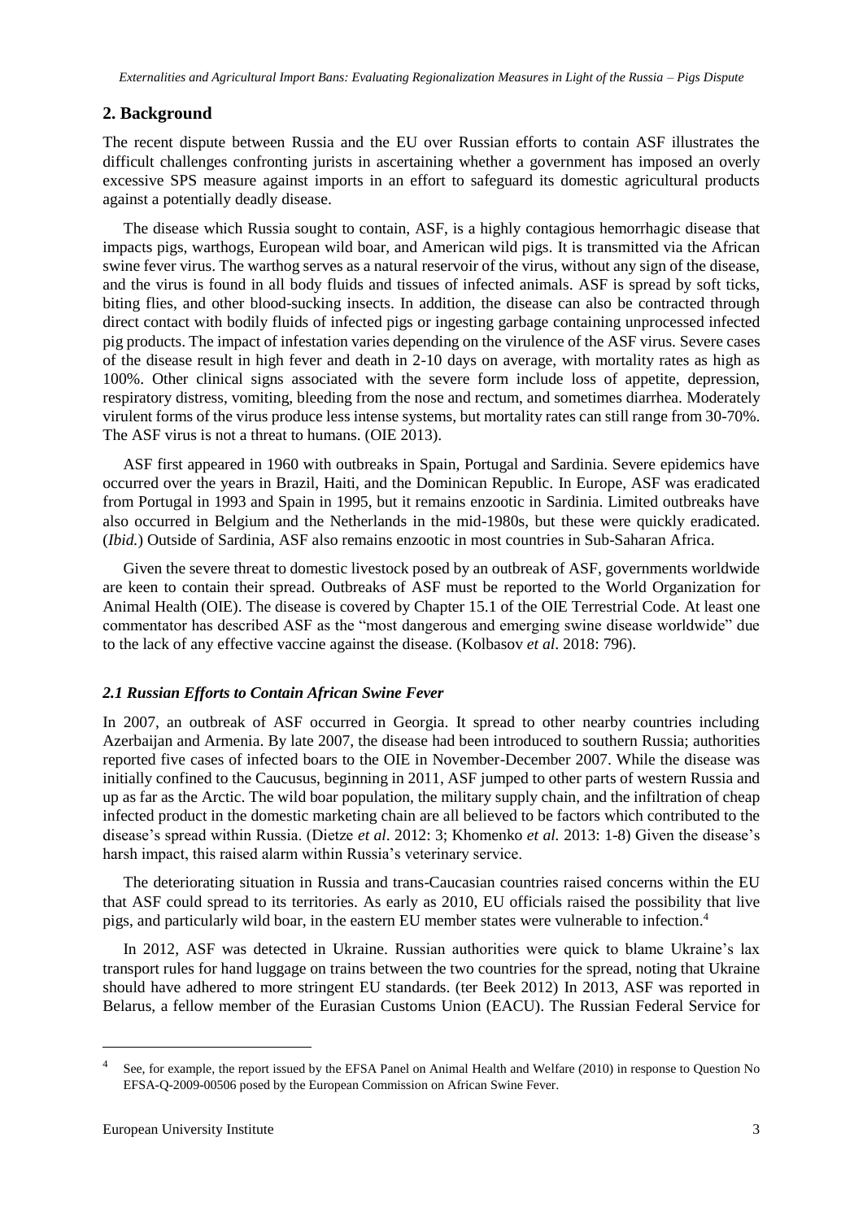## 2. Background

The recent dispute between Russia and the EU over Russian efforts to contain ASF illustrates the difficult challenges confronting jurists in ascertaining whether a government has imposed an overly excessive SPS measure against imports in an effort to safeguard its domestic agricultural products against a potentially deadly disease.

The disease which Russia sought to contain, ASF, is a highly contagious hemorrhagic disease that impacts pigs, warthogs, European wild boar, and American wild pigs. It is transmitted via the African swine fever virus. The warthog serves as a natural reservoir of the virus, without any sign of the disease, and the virus is found in all body fluids and tissues of infected animals. ASF is spread by soft ticks, biting flies, and other blood-sucking insects. In addition, the disease can also be contracted through direct contact with bodily fluids of infected pigs or ingesting garbage containing unprocessed infected pig products. The impact of infestation varies depending on the virulence of the ASF virus. Severe cases of the disease result in high fever and death in 2-10 days on average, with mortality rates as high as 100%. Other clinical signs associated with the severe form include loss of appetite, depression, respiratory distress, vomiting, bleeding from the nose and rectum, and sometimes diarrhea. Moderately virulent forms of the virus produce less intense systems, but mortality rates can still range from 30-70%. The ASF virus is not a threat to humans. (OIE 2013).

ASF first appeared in 1960 with outbreaks in Spain, Portugal and Sardinia. Severe epidemics have occurred over the years in Brazil, Haiti, and the Dominican Republic. In Europe, ASF was eradicated from Portugal in 1993 and Spain in 1995, but it remains enzootic in Sardinia. Limited outbreaks have also occurred in Belgium and the Netherlands in the mid-1980s, but these were quickly eradicated. (*Ibid.*) Outside of Sardinia, ASF also remains enzootic in most countries in Sub-Saharan Africa.

Given the severe threat to domestic livestock posed by an outbreak of ASF, governments worldwide are keen to contain their spread. Outbreaks of ASF must be reported to the World Organization for Animal Health (OIE). The disease is covered by Chapter 15.1 of the OIE Terrestrial Code. At least one commentator has described ASF as the "most dangerous and emerging swine disease worldwide" due to the lack of any effective vaccine against the disease. (Kolbasov *et al*. 2018: 796).

### *2.1 Russian Efforts to Contain African Swine Fever*

In 2007, an outbreak of ASF occurred in Georgia. It spread to other nearby countries including Azerbaijan and Armenia. By late 2007, the disease had been introduced to southern Russia; authorities reported five cases of infected boars to the OIE in November-December 2007. While the disease was initially confined to the Caucusus, beginning in 2011, ASF jumped to other parts of western Russia and up as far as the Arctic. The wild boar population, the military supply chain, and the infiltration of cheap infected product in the domestic marketing chain are all believed to be factors which contributed to the disease's spread within Russia. (Dietze *et al*. 2012: 3; Khomenko *et al.* 2013: 1-8) Given the disease's harsh impact, this raised alarm within Russia's veterinary service.

The deteriorating situation in Russia and trans-Caucasian countries raised concerns within the EU that ASF could spread to its territories. As early as 2010, EU officials raised the possibility that live pigs, and particularly wild boar, in the eastern EU member states were vulnerable to infection.[4]

In 2012, ASF was detected in Ukraine. Russian authorities were quick to blame Ukraine's lax transport rules for hand luggage on trains between the two countries for the spread, noting that Ukraine should have adhered to more stringent EU standards. (ter Beek 2012) In 2013, ASF was reported in Belarus, a fellow member of the Eurasian Customs Union (EACU). The Russian Federal Service for

[4] See, for example, the report issued by the EFSA Panel on Animal Health and Welfare (2010) in response to Question No EFSA-Q-2009-00506 posed by the European Commission on African Swine Fever.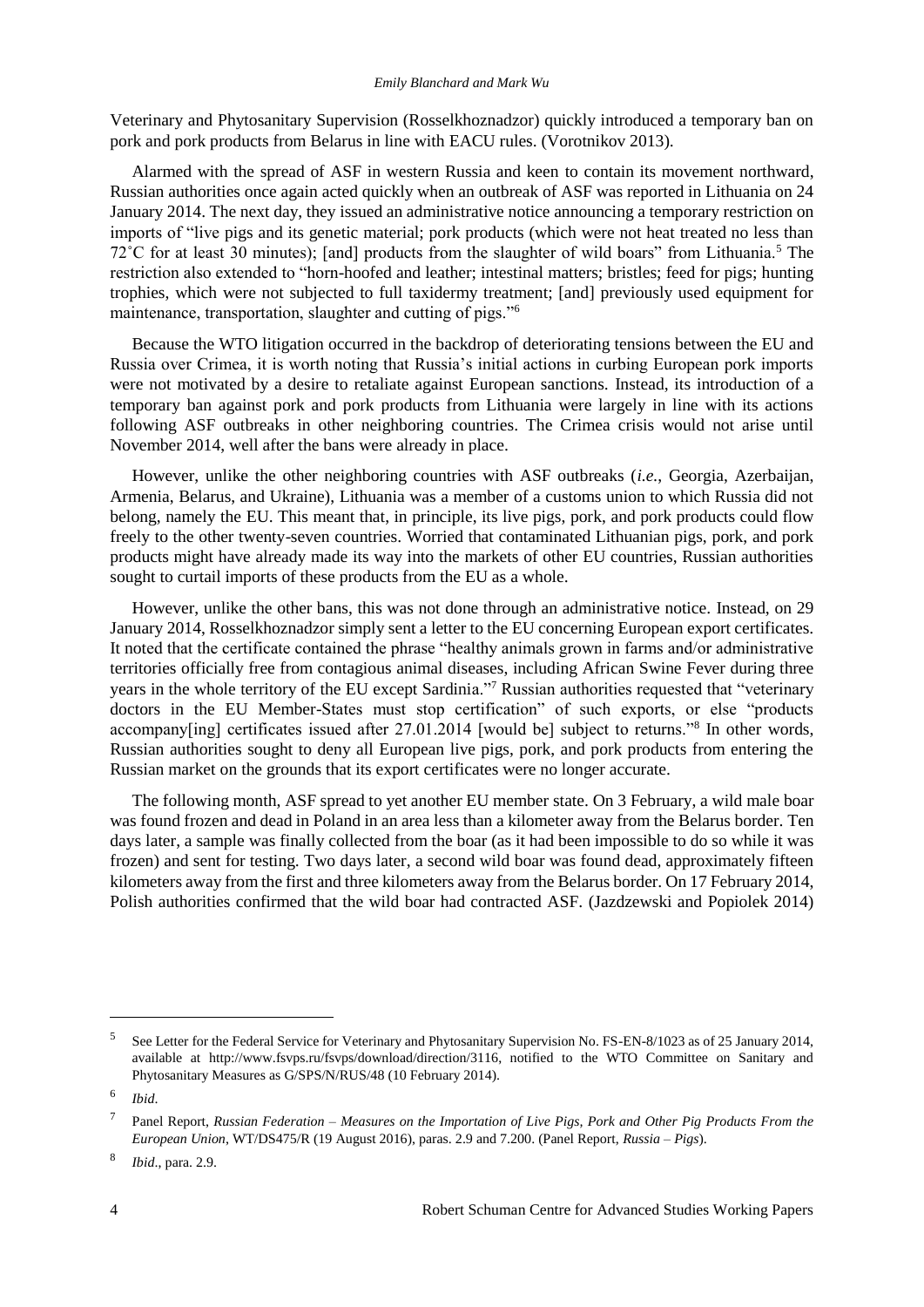Veterinary and Phytosanitary Supervision (Rosselkhoznadzor) quickly introduced a temporary ban on pork and pork products from Belarus in line with EACU rules. (Vorotnikov 2013).

Alarmed with the spread of ASF in western Russia and keen to contain its movement northward, Russian authorities once again acted quickly when an outbreak of ASF was reported in Lithuania on 24 January 2014. The next day, they issued an administrative notice announcing a temporary restriction on imports of "live pigs and its genetic material; pork products (which were not heat treated no less than 72˚C for at least 30 minutes); [and] products from the slaughter of wild boars" from Lithuania.[5] The restriction also extended to "horn-hoofed and leather; intestinal matters; bristles; feed for pigs; hunting trophies, which were not subjected to full taxidermy treatment; [and] previously used equipment for maintenance, transportation, slaughter and cutting of pigs."[6]

Because the WTO litigation occurred in the backdrop of deteriorating tensions between the EU and Russia over Crimea, it is worth noting that Russia's initial actions in curbing European pork imports were not motivated by a desire to retaliate against European sanctions. Instead, its introduction of a temporary ban against pork and pork products from Lithuania were largely in line with its actions following ASF outbreaks in other neighboring countries. The Crimea crisis would not arise until November 2014, well after the bans were already in place.

However, unlike the other neighboring countries with ASF outbreaks (*i.e.*, Georgia, Azerbaijan, Armenia, Belarus, and Ukraine), Lithuania was a member of a customs union to which Russia did not belong, namely the EU. This meant that, in principle, its live pigs, pork, and pork products could flow freely to the other twenty-seven countries. Worried that contaminated Lithuanian pigs, pork, and pork products might have already made its way into the markets of other EU countries, Russian authorities sought to curtail imports of these products from the EU as a whole.

However, unlike the other bans, this was not done through an administrative notice. Instead, on 29 January 2014, Rosselkhoznadzor simply sent a letter to the EU concerning European export certificates. It noted that the certificate contained the phrase "healthy animals grown in farms and/or administrative territories officially free from contagious animal diseases, including African Swine Fever during three years in the whole territory of the EU except Sardinia."[7] Russian authorities requested that "veterinary doctors in the EU Member-States must stop certification" of such exports, or else "products accompany[ing] certificates issued after 27.01.2014 [would be] subject to returns."[8] In other words, Russian authorities sought to deny all European live pigs, pork, and pork products from entering the Russian market on the grounds that its export certificates were no longer accurate.

The following month, ASF spread to yet another EU member state. On 3 February, a wild male boar was found frozen and dead in Poland in an area less than a kilometer away from the Belarus border. Ten days later, a sample was finally collected from the boar (as it had been impossible to do so while it was frozen) and sent for testing. Two days later, a second wild boar was found dead, approximately fifteen kilometers away from the first and three kilometers away from the Belarus border. On 17 February 2014, Polish authorities confirmed that the wild boar had contracted ASF. (Jazdzewski and Popiolek 2014)

---

[5] See Letter for the Federal Service for Veterinary and Phytosanitary Supervision No. FS-EN-8/1023 as of 25 January 2014, available at http://www.fsvps.ru/fsvps/download/direction/3116, notified to the WTO Committee on Sanitary and Phytosanitary Measures as G/SPS/N/RUS/48 (10 February 2014).

[6] *Ibid*.

[7] Panel Report, *Russian Federation – Measures on the Importation of Live Pigs, Pork and Other Pig Products From the European Union*, WT/DS475/R (19 August 2016), paras. 2.9 and 7.200. (Panel Report, *Russia – Pigs*).

[8] *Ibid*., para. 2.9.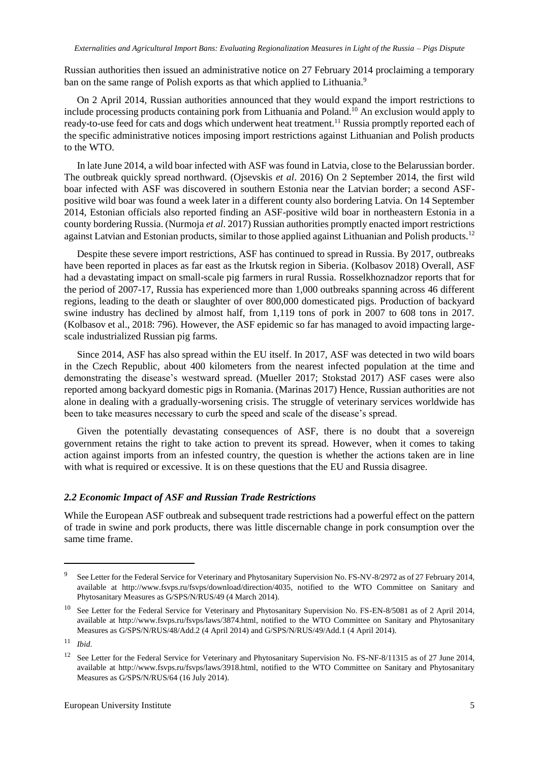Russian authorities then issued an administrative notice on 27 February 2014 proclaiming a temporary ban on the same range of Polish exports as that which applied to Lithuania.[9]

On 2 April 2014, Russian authorities announced that they would expand the import restrictions to include processing products containing pork from Lithuania and Poland.[10] An exclusion would apply to ready-to-use feed for cats and dogs which underwent heat treatment.[11] Russia promptly reported each of the specific administrative notices imposing import restrictions against Lithuanian and Polish products to the WTO.

In late June 2014, a wild boar infected with ASF was found in Latvia, close to the Belarussian border. The outbreak quickly spread northward. (Ojsevskis *et al*. 2016) On 2 September 2014, the first wild boar infected with ASF was discovered in southern Estonia near the Latvian border; a second ASF-positive wild boar was found a week later in a different county also bordering Latvia. On 14 September 2014, Estonian officials also reported finding an ASF-positive wild boar in northeastern Estonia in a county bordering Russia. (Nurmoja *et al*. 2017) Russian authorities promptly enacted import restrictions against Latvian and Estonian products, similar to those applied against Lithuanian and Polish products.[12]

Despite these severe import restrictions, ASF has continued to spread in Russia. By 2017, outbreaks have been reported in places as far east as the Irkutsk region in Siberia. (Kolbasov 2018) Overall, ASF had a devastating impact on small-scale pig farmers in rural Russia. Rosselkhoznadzor reports that for the period of 2007-17, Russia has experienced more than 1,000 outbreaks spanning across 46 different regions, leading to the death or slaughter of over 800,000 domesticated pigs. Production of backyard swine industry has declined by almost half, from 1,119 tons of pork in 2007 to 608 tons in 2017. (Kolbasov et al., 2018: 796). However, the ASF epidemic so far has managed to avoid impacting large-scale industrialized Russian pig farms.

Since 2014, ASF has also spread within the EU itself. In 2017, ASF was detected in two wild boars in the Czech Republic, about 400 kilometers from the nearest infected population at the time and demonstrating the disease's westward spread. (Mueller 2017; Stokstad 2017) ASF cases were also reported among backyard domestic pigs in Romania. (Marinas 2017) Hence, Russian authorities are not alone in dealing with a gradually-worsening crisis. The struggle of veterinary services worldwide has been to take measures necessary to curb the speed and scale of the disease's spread.

Given the potentially devastating consequences of ASF, there is no doubt that a sovereign government retains the right to take action to prevent its spread. However, when it comes to taking action against imports from an infested country, the question is whether the actions taken are in line with what is required or excessive. It is on these questions that the EU and Russia disagree.

### *2.2 Economic Impact of ASF and Russian Trade Restrictions*

While the European ASF outbreak and subsequent trade restrictions had a powerful effect on the pattern of trade in swine and pork products, there was little discernable change in pork consumption over the same time frame.

---

[9] See Letter for the Federal Service for Veterinary and Phytosanitary Supervision No. FS-NV-8/2972 as of 27 February 2014, available at http://www.fsvps.ru/fsvps/download/direction/4035, notified to the WTO Committee on Sanitary and Phytosanitary Measures as G/SPS/N/RUS/49 (4 March 2014).

[10] See Letter for the Federal Service for Veterinary and Phytosanitary Supervision No. FS-EN-8/5081 as of 2 April 2014, available at http://www.fsvps.ru/fsvps/laws/3874.html, notified to the WTO Committee on Sanitary and Phytosanitary Measures as G/SPS/N/RUS/48/Add.2 (4 April 2014) and G/SPS/N/RUS/49/Add.1 (4 April 2014).

[11] *Ibid*.

[12] See Letter for the Federal Service for Veterinary and Phytosanitary Supervision No. FS-NF-8/11315 as of 27 June 2014, available at http://www.fsvps.ru/fsvps/laws/3918.html, notified to the WTO Committee on Sanitary and Phytosanitary Measures as G/SPS/N/RUS/64 (16 July 2014).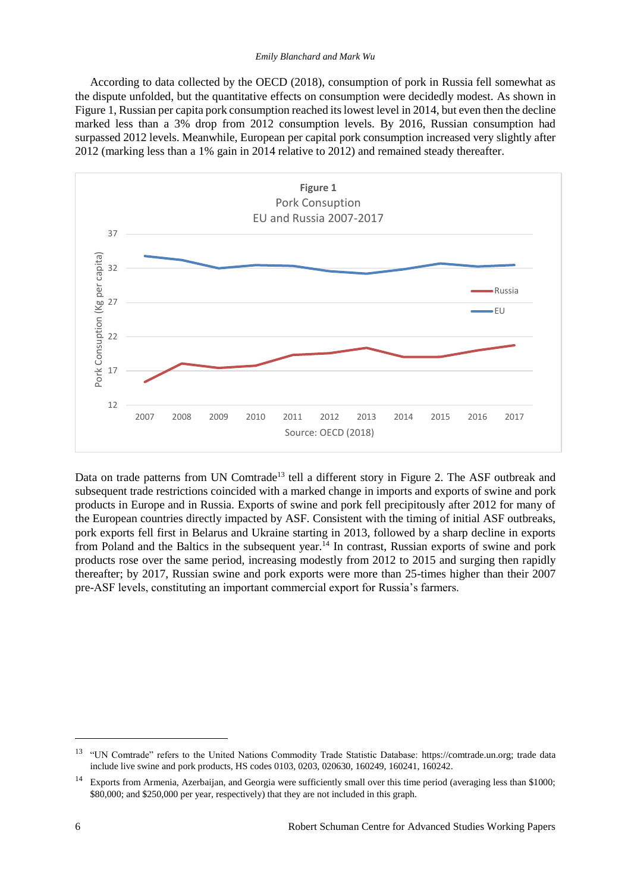According to data collected by the OECD (2018), consumption of pork in Russia fell somewhat as the dispute unfolded, but the quantitative effects on consumption were decidedly modest. As shown in Figure 1, Russian per capita pork consumption reached its lowest level in 2014, but even then the decline marked less than a 3% drop from 2012 consumption levels. By 2016, Russian consumption had surpassed 2012 levels. Meanwhile, European per capital pork consumption increased very slightly after 2012 (marking less than a 1% gain in 2014 relative to 2012) and remained steady thereafter.

**Figure 1**
Pork Consuption
EU and Russia 2007-2017

Source: OECD (2018)

Data on trade patterns from UN Comtrade[13] tell a different story in Figure 2. The ASF outbreak and subsequent trade restrictions coincided with a marked change in imports and exports of swine and pork products in Europe and in Russia. Exports of swine and pork fell precipitously after 2012 for many of the European countries directly impacted by ASF. Consistent with the timing of initial ASF outbreaks, pork exports fell first in Belarus and Ukraine starting in 2013, followed by a sharp decline in exports from Poland and the Baltics in the subsequent year.[14] In contrast, Russian exports of swine and pork products rose over the same period, increasing modestly from 2012 to 2015 and surging then rapidly thereafter; by 2017, Russian swine and pork exports were more than 25-times higher than their 2007 pre-ASF levels, constituting an important commercial export for Russia's farmers.

---

[13] "UN Comtrade" refers to the United Nations Commodity Trade Statistic Database: https://comtrade.un.org; trade data include live swine and pork products, HS codes 0103, 0203, 020630, 160249, 160241, 160242.

[14] Exports from Armenia, Azerbaijan, and Georgia were sufficiently small over this time period (averaging less than $1000; $80,000; and $250,000 per year, respectively) that they are not included in this graph.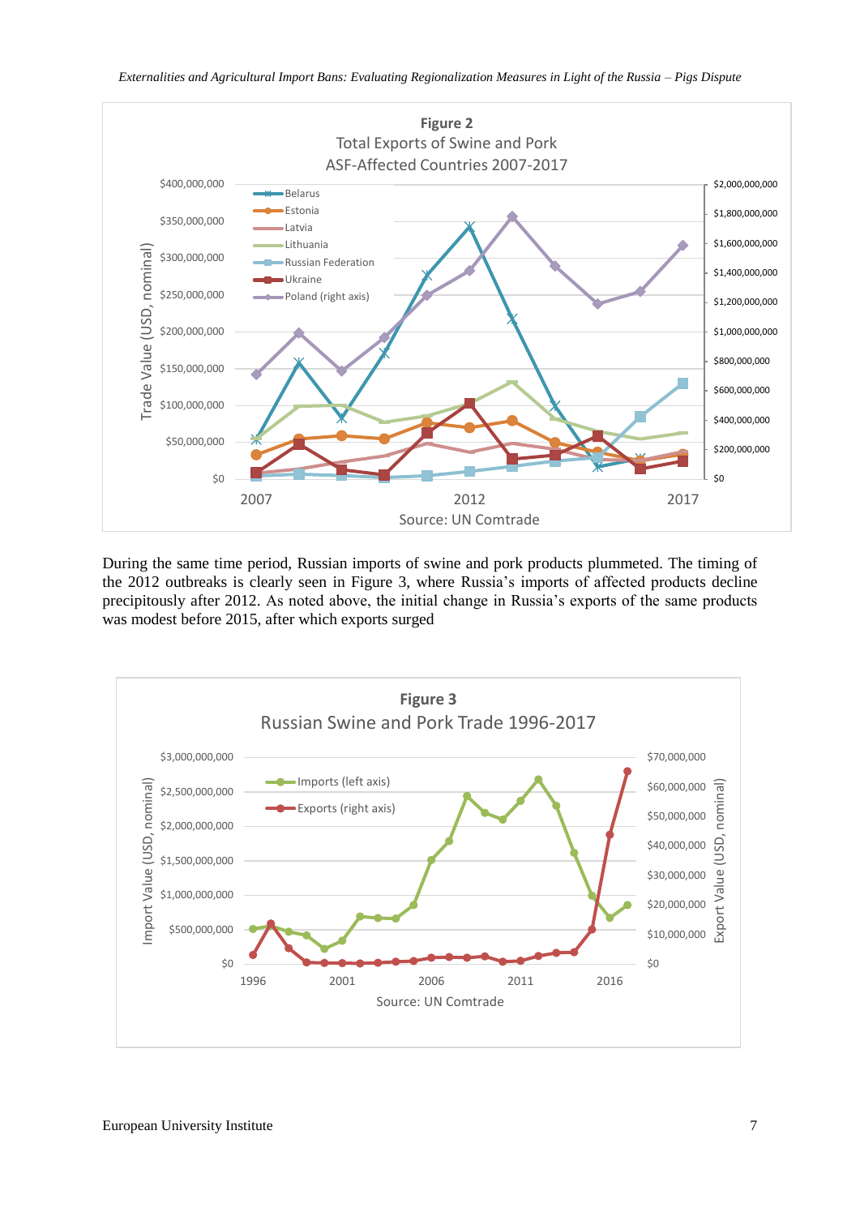**Figure 2**
Total Exports of Swine and Pork
ASF-Affected Countries 2007-2017

Source: UN Comtrade

During the same time period, Russian imports of swine and pork products plummeted. The timing of the 2012 outbreaks is clearly seen in Figure 3, where Russia's imports of affected products decline precipitously after 2012. As noted above, the initial change in Russia's exports of the same products was modest before 2015, after which exports surged

**Figure 3**
Russian Swine and Pork Trade 1996-2017

Source: UN Comtrade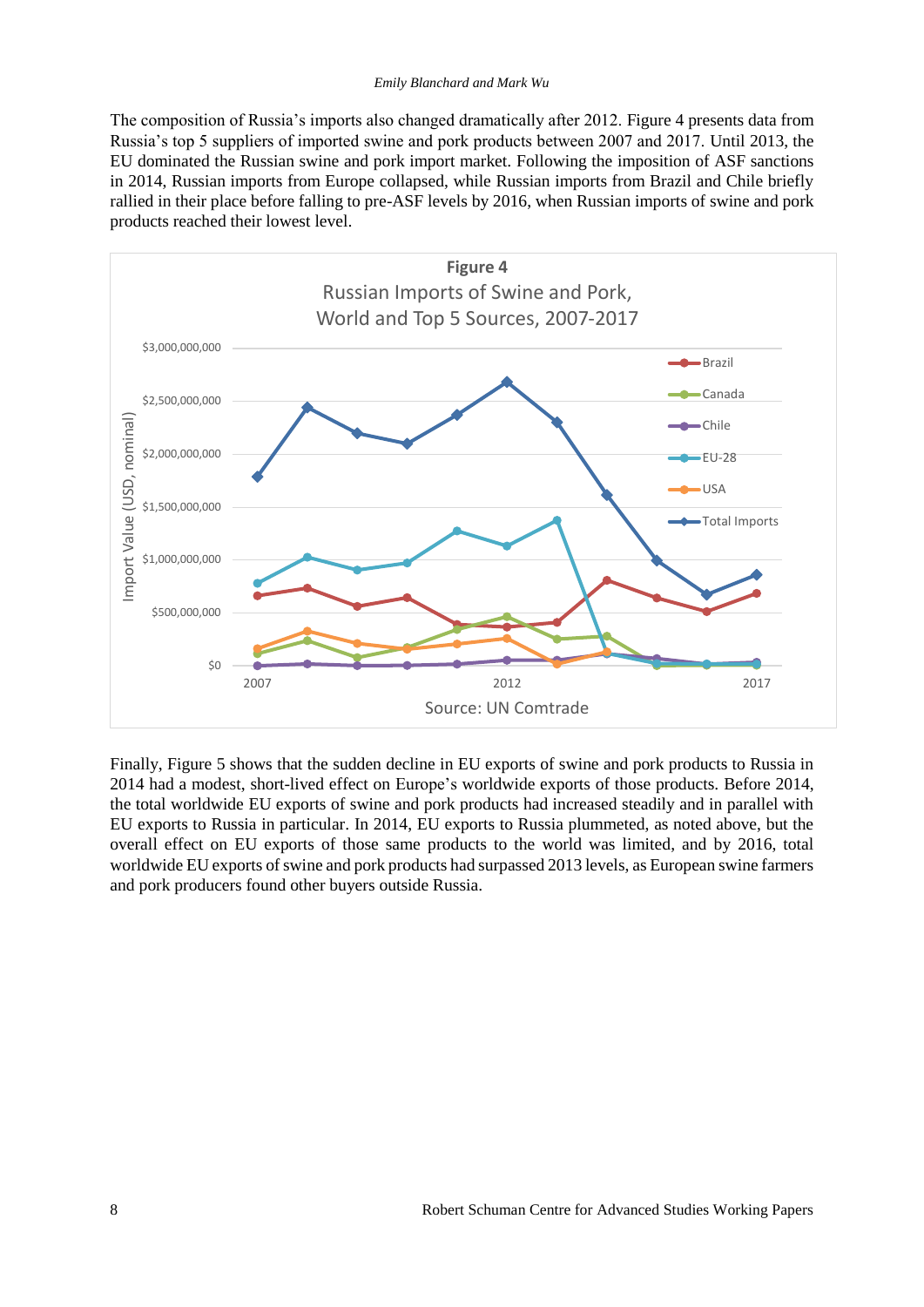The composition of Russia's imports also changed dramatically after 2012. Figure 4 presents data from Russia's top 5 suppliers of imported swine and pork products between 2007 and 2017. Until 2013, the EU dominated the Russian swine and pork import market. Following the imposition of ASF sanctions in 2014, Russian imports from Europe collapsed, while Russian imports from Brazil and Chile briefly rallied in their place before falling to pre-ASF levels by 2016, when Russian imports of swine and pork products reached their lowest level.

**Figure 4**
Russian Imports of Swine and Pork, World and Top 5 Sources, 2007-2017

Source: UN Comtrade

Finally, Figure 5 shows that the sudden decline in EU exports of swine and pork products to Russia in 2014 had a modest, short-lived effect on Europe's worldwide exports of those products. Before 2014, the total worldwide EU exports of swine and pork products had increased steadily and in parallel with EU exports to Russia in particular. In 2014, EU exports to Russia plummeted, as noted above, but the overall effect on EU exports of those same products to the world was limited, and by 2016, total worldwide EU exports of swine and pork products had surpassed 2013 levels, as European swine farmers and pork producers found other buyers outside Russia.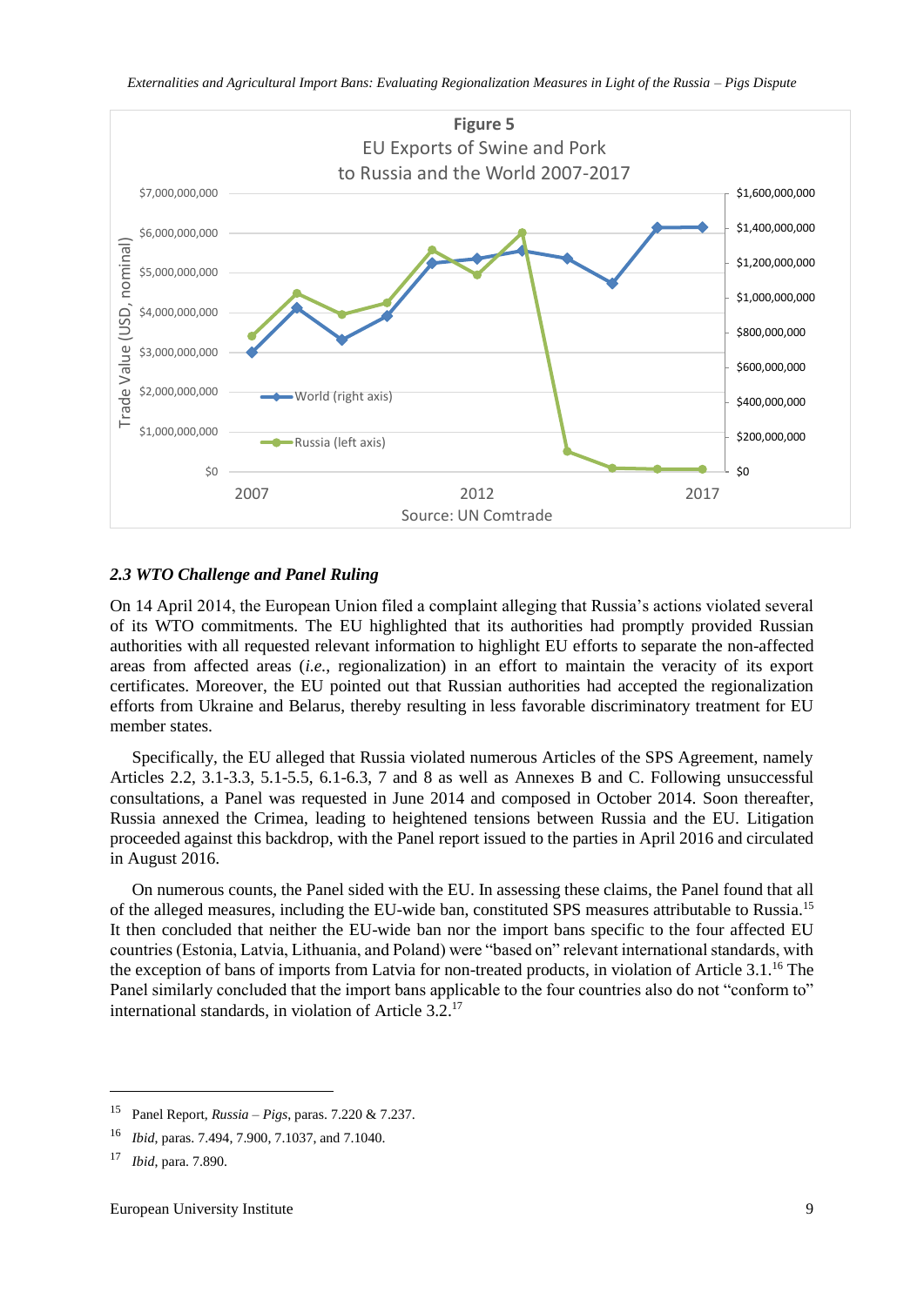**Figure 5**
EU Exports of Swine and Pork
to Russia and the World 2007-2017

Source: UN Comtrade

### *2.3 WTO Challenge and Panel Ruling*

On 14 April 2014, the European Union filed a complaint alleging that Russia's actions violated several of its WTO commitments. The EU highlighted that its authorities had promptly provided Russian authorities with all requested relevant information to highlight EU efforts to separate the non-affected areas from affected areas (*i.e.*, regionalization) in an effort to maintain the veracity of its export certificates. Moreover, the EU pointed out that Russian authorities had accepted the regionalization efforts from Ukraine and Belarus, thereby resulting in less favorable discriminatory treatment for EU member states.

Specifically, the EU alleged that Russia violated numerous Articles of the SPS Agreement, namely Articles 2.2, 3.1-3.3, 5.1-5.5, 6.1-6.3, 7 and 8 as well as Annexes B and C. Following unsuccessful consultations, a Panel was requested in June 2014 and composed in October 2014. Soon thereafter, Russia annexed the Crimea, leading to heightened tensions between Russia and the EU. Litigation proceeded against this backdrop, with the Panel report issued to the parties in April 2016 and circulated in August 2016.

On numerous counts, the Panel sided with the EU. In assessing these claims, the Panel found that all of the alleged measures, including the EU-wide ban, constituted SPS measures attributable to Russia.[15] It then concluded that neither the EU-wide ban nor the import bans specific to the four affected EU countries (Estonia, Latvia, Lithuania, and Poland) were "based on" relevant international standards, with the exception of bans of imports from Latvia for non-treated products, in violation of Article 3.1.[16] The Panel similarly concluded that the import bans applicable to the four countries also do not "conform to" international standards, in violation of Article 3.2.[17]

---

[15] Panel Report, *Russia – Pigs*, paras. 7.220 & 7.237.

[16] *Ibid*, paras. 7.494, 7.900, 7.1037, and 7.1040.

[17] *Ibid*, para. 7.890.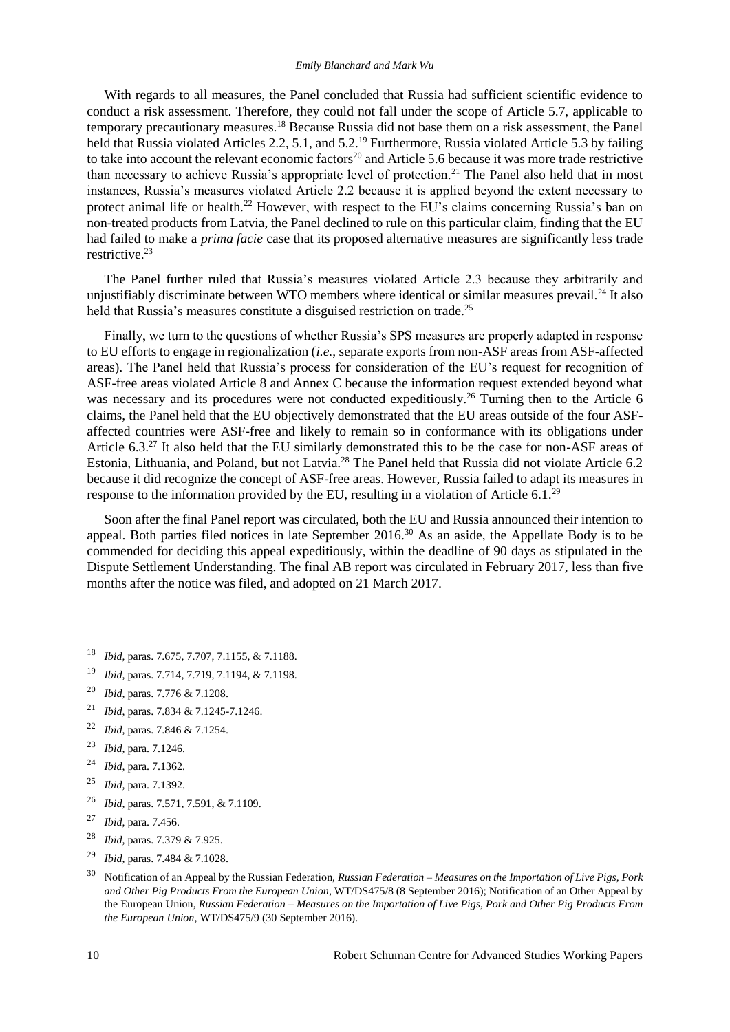With regards to all measures, the Panel concluded that Russia had sufficient scientific evidence to conduct a risk assessment. Therefore, they could not fall under the scope of Article 5.7, applicable to temporary precautionary measures.[18] Because Russia did not base them on a risk assessment, the Panel held that Russia violated Articles 2.2, 5.1, and 5.2.[19] Furthermore, Russia violated Article 5.3 by failing to take into account the relevant economic factors[20] and Article 5.6 because it was more trade restrictive than necessary to achieve Russia's appropriate level of protection.[21] The Panel also held that in most instances, Russia's measures violated Article 2.2 because it is applied beyond the extent necessary to protect animal life or health.[22] However, with respect to the EU's claims concerning Russia's ban on non-treated products from Latvia, the Panel declined to rule on this particular claim, finding that the EU had failed to make a *prima facie* case that its proposed alternative measures are significantly less trade restrictive.[23]

The Panel further ruled that Russia's measures violated Article 2.3 because they arbitrarily and unjustifiably discriminate between WTO members where identical or similar measures prevail.[24] It also held that Russia's measures constitute a disguised restriction on trade.[25]

Finally, we turn to the questions of whether Russia's SPS measures are properly adapted in response to EU efforts to engage in regionalization (*i.e.*, separate exports from non-ASF areas from ASF-affected areas). The Panel held that Russia's process for consideration of the EU's request for recognition of ASF-free areas violated Article 8 and Annex C because the information request extended beyond what was necessary and its procedures were not conducted expeditiously.[26] Turning then to the Article 6 claims, the Panel held that the EU objectively demonstrated that the EU areas outside of the four ASF-affected countries were ASF-free and likely to remain so in conformance with its obligations under Article 6.3.[27] It also held that the EU similarly demonstrated this to be the case for non-ASF areas of Estonia, Lithuania, and Poland, but not Latvia.[28] The Panel held that Russia did not violate Article 6.2 because it did recognize the concept of ASF-free areas. However, Russia failed to adapt its measures in response to the information provided by the EU, resulting in a violation of Article 6.1.[29]

Soon after the final Panel report was circulated, both the EU and Russia announced their intention to appeal. Both parties filed notices in late September 2016.[30] As an aside, the Appellate Body is to be commended for deciding this appeal expeditiously, within the deadline of 90 days as stipulated in the Dispute Settlement Understanding. The final AB report was circulated in February 2017, less than five months after the notice was filed, and adopted on 21 March 2017.

---

[18] *Ibid*, paras. 7.675, 7.707, 7.1155, & 7.1188.

[19] *Ibid*, paras. 7.714, 7.719, 7.1194, & 7.1198.

[20] *Ibid*, paras. 7.776 & 7.1208.

[21] *Ibid*, paras. 7.834 & 7.1245-7.1246.

[22] *Ibid*, paras. 7.846 & 7.1254.

[23] *Ibid*, para. 7.1246.

[24] *Ibid*, para. 7.1362.

[25] *Ibid*, para. 7.1392.

[26] *Ibid*, paras. 7.571, 7.591, & 7.1109.

[27] *Ibid*, para. 7.456.

[28] *Ibid*, paras. 7.379 & 7.925.

[29] *Ibid*, paras. 7.484 & 7.1028.

[30] Notification of an Appeal by the Russian Federation, *Russian Federation – Measures on the Importation of Live Pigs, Pork and Other Pig Products From the European Union*, WT/DS475/8 (8 September 2016); Notification of an Other Appeal by the European Union, *Russian Federation – Measures on the Importation of Live Pigs, Pork and Other Pig Products From the European Union*, WT/DS475/9 (30 September 2016).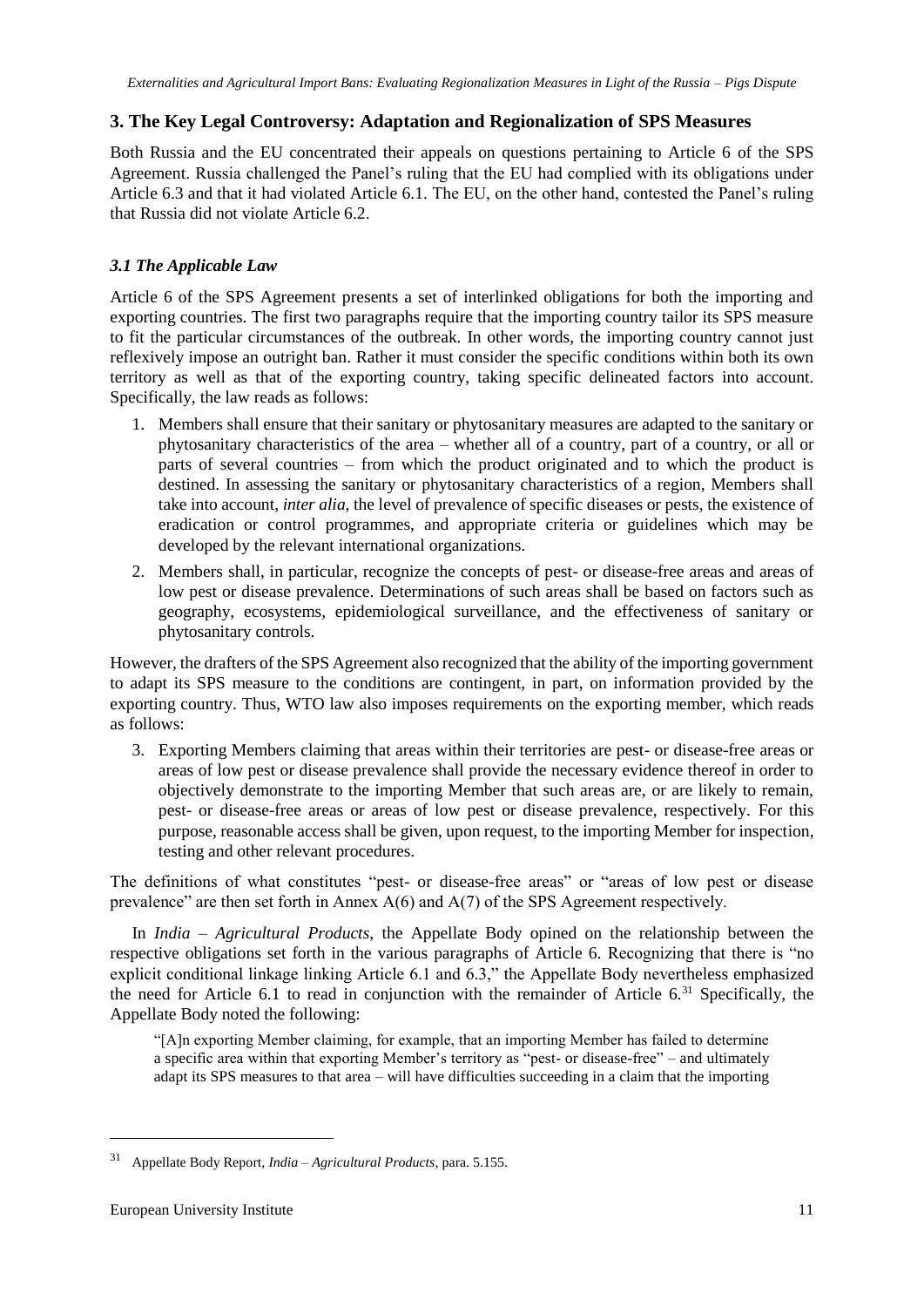## 3. The Key Legal Controversy: Adaptation and Regionalization of SPS Measures

Both Russia and the EU concentrated their appeals on questions pertaining to Article 6 of the SPS Agreement. Russia challenged the Panel's ruling that the EU had complied with its obligations under Article 6.3 and that it had violated Article 6.1. The EU, on the other hand, contested the Panel's ruling that Russia did not violate Article 6.2.

### *3.1 The Applicable Law*

Article 6 of the SPS Agreement presents a set of interlinked obligations for both the importing and exporting countries. The first two paragraphs require that the importing country tailor its SPS measure to fit the particular circumstances of the outbreak. In other words, the importing country cannot just reflexively impose an outright ban. Rather it must consider the specific conditions within both its own territory as well as that of the exporting country, taking specific delineated factors into account. Specifically, the law reads as follows:

1. Members shall ensure that their sanitary or phytosanitary measures are adapted to the sanitary or phytosanitary characteristics of the area – whether all of a country, part of a country, or all or parts of several countries – from which the product originated and to which the product is destined. In assessing the sanitary or phytosanitary characteristics of a region, Members shall take into account, *inter alia*, the level of prevalence of specific diseases or pests, the existence of eradication or control programmes, and appropriate criteria or guidelines which may be developed by the relevant international organizations.
2. Members shall, in particular, recognize the concepts of pest- or disease-free areas and areas of low pest or disease prevalence. Determinations of such areas shall be based on factors such as geography, ecosystems, epidemiological surveillance, and the effectiveness of sanitary or phytosanitary controls.

However, the drafters of the SPS Agreement also recognized that the ability of the importing government to adapt its SPS measure to the conditions are contingent, in part, on information provided by the exporting country. Thus, WTO law also imposes requirements on the exporting member, which reads as follows:

3. Exporting Members claiming that areas within their territories are pest- or disease-free areas or areas of low pest or disease prevalence shall provide the necessary evidence thereof in order to objectively demonstrate to the importing Member that such areas are, or are likely to remain, pest- or disease-free areas or areas of low pest or disease prevalence, respectively. For this purpose, reasonable access shall be given, upon request, to the importing Member for inspection, testing and other relevant procedures.

The definitions of what constitutes "pest- or disease-free areas" or "areas of low pest or disease prevalence" are then set forth in Annex A(6) and A(7) of the SPS Agreement respectively.

In *India – Agricultural Products*, the Appellate Body opined on the relationship between the respective obligations set forth in the various paragraphs of Article 6. Recognizing that there is "no explicit conditional linkage linking Article 6.1 and 6.3," the Appellate Body nevertheless emphasized the need for Article 6.1 to read in conjunction with the remainder of Article 6.[31] Specifically, the Appellate Body noted the following:

"[A]n exporting Member claiming, for example, that an importing Member has failed to determine a specific area within that exporting Member's territory as "pest- or disease-free" – and ultimately adapt its SPS measures to that area – will have difficulties succeeding in a claim that the importing

[31] Appellate Body Report, *India – Agricultural Products*, para. 5.155.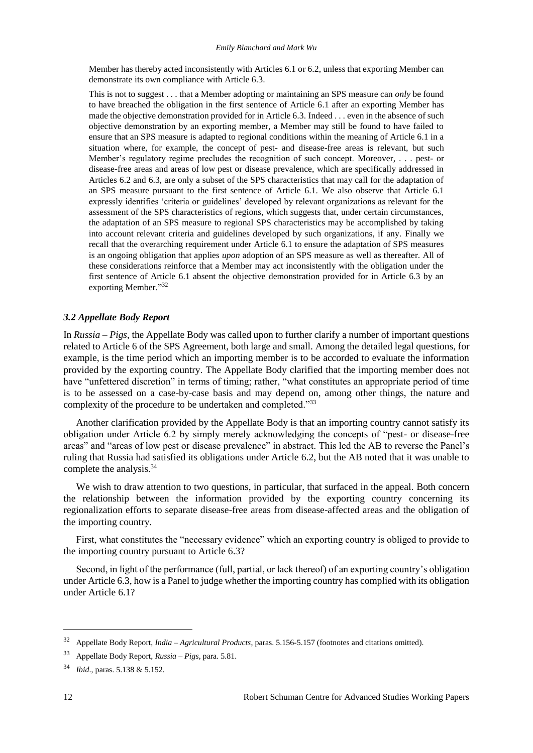Member has thereby acted inconsistently with Articles 6.1 or 6.2, unless that exporting Member can demonstrate its own compliance with Article 6.3.

This is not to suggest . . . that a Member adopting or maintaining an SPS measure can *only* be found to have breached the obligation in the first sentence of Article 6.1 after an exporting Member has made the objective demonstration provided for in Article 6.3. Indeed . . . even in the absence of such objective demonstration by an exporting member, a Member may still be found to have failed to ensure that an SPS measure is adapted to regional conditions within the meaning of Article 6.1 in a situation where, for example, the concept of pest- and disease-free areas is relevant, but such Member's regulatory regime precludes the recognition of such concept. Moreover, . . . pest- or disease-free areas and areas of low pest or disease prevalence, which are specifically addressed in Articles 6.2 and 6.3, are only a subset of the SPS characteristics that may call for the adaptation of an SPS measure pursuant to the first sentence of Article 6.1. We also observe that Article 6.1 expressly identifies 'criteria or guidelines' developed by relevant organizations as relevant for the assessment of the SPS characteristics of regions, which suggests that, under certain circumstances, the adaptation of an SPS measure to regional SPS characteristics may be accomplished by taking into account relevant criteria and guidelines developed by such organizations, if any. Finally we recall that the overarching requirement under Article 6.1 to ensure the adaptation of SPS measures is an ongoing obligation that applies *upon* adoption of an SPS measure as well as thereafter. All of these considerations reinforce that a Member may act inconsistently with the obligation under the first sentence of Article 6.1 absent the objective demonstration provided for in Article 6.3 by an exporting Member."[32]

### *3.2 Appellate Body Report*

In *Russia – Pigs*, the Appellate Body was called upon to further clarify a number of important questions related to Article 6 of the SPS Agreement, both large and small. Among the detailed legal questions, for example, is the time period which an importing member is to be accorded to evaluate the information provided by the exporting country. The Appellate Body clarified that the importing member does not have "unfettered discretion" in terms of timing; rather, "what constitutes an appropriate period of time is to be assessed on a case-by-case basis and may depend on, among other things, the nature and complexity of the procedure to be undertaken and completed."[33]

Another clarification provided by the Appellate Body is that an importing country cannot satisfy its obligation under Article 6.2 by simply merely acknowledging the concepts of "pest- or disease-free areas" and "areas of low pest or disease prevalence" in abstract. This led the AB to reverse the Panel's ruling that Russia had satisfied its obligations under Article 6.2, but the AB noted that it was unable to complete the analysis.[34]

We wish to draw attention to two questions, in particular, that surfaced in the appeal. Both concern the relationship between the information provided by the exporting country concerning its regionalization efforts to separate disease-free areas from disease-affected areas and the obligation of the importing country.

First, what constitutes the "necessary evidence" which an exporting country is obliged to provide to the importing country pursuant to Article 6.3?

Second, in light of the performance (full, partial, or lack thereof) of an exporting country's obligation under Article 6.3, how is a Panel to judge whether the importing country has complied with its obligation under Article 6.1?

---

[32] Appellate Body Report, *India – Agricultural Products*, paras. 5.156-5.157 (footnotes and citations omitted).

[33] Appellate Body Report, *Russia – Pigs*, para. 5.81.

[34] *Ibid*., paras. 5.138 & 5.152.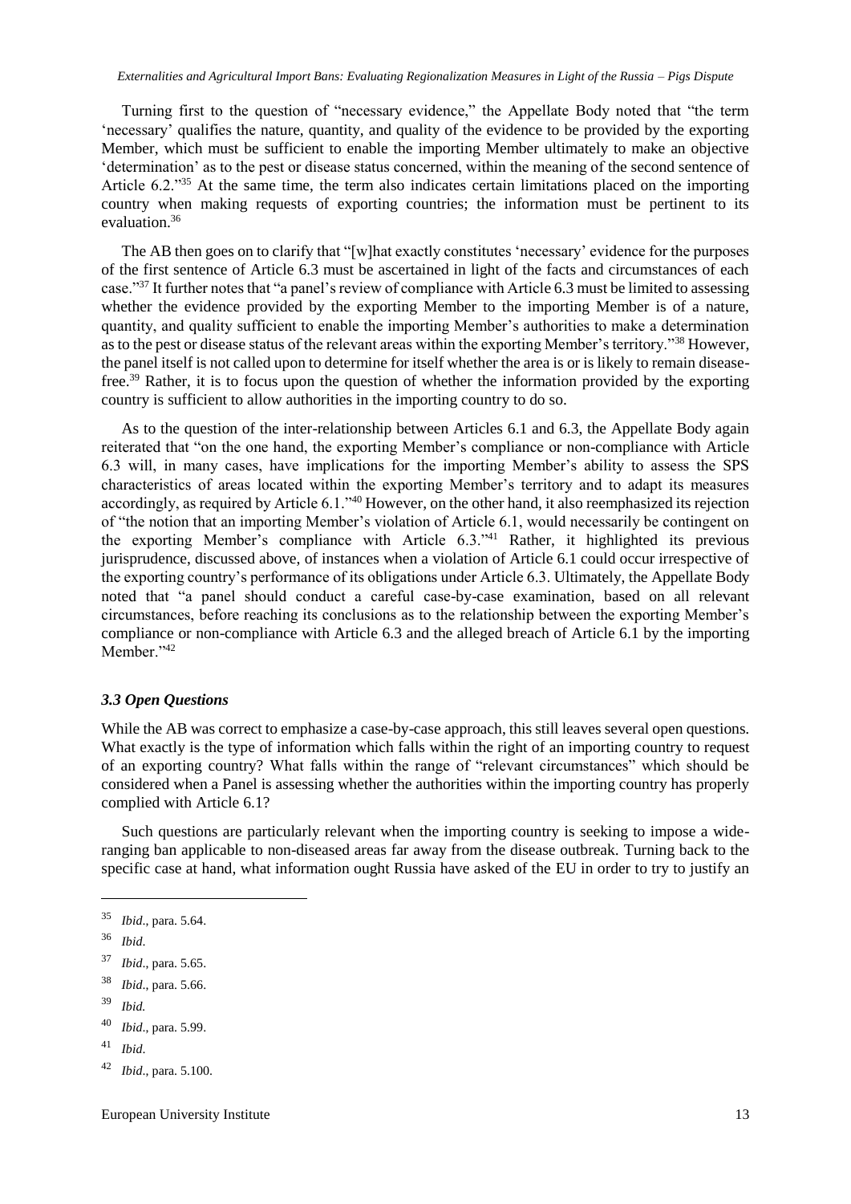Turning first to the question of "necessary evidence," the Appellate Body noted that "the term 'necessary' qualifies the nature, quantity, and quality of the evidence to be provided by the exporting Member, which must be sufficient to enable the importing Member ultimately to make an objective 'determination' as to the pest or disease status concerned, within the meaning of the second sentence of Article 6.2."[35] At the same time, the term also indicates certain limitations placed on the importing country when making requests of exporting countries; the information must be pertinent to its evaluation.[36]

The AB then goes on to clarify that "[w]hat exactly constitutes 'necessary' evidence for the purposes of the first sentence of Article 6.3 must be ascertained in light of the facts and circumstances of each case."[37] It further notes that "a panel's review of compliance with Article 6.3 must be limited to assessing whether the evidence provided by the exporting Member to the importing Member is of a nature, quantity, and quality sufficient to enable the importing Member's authorities to make a determination as to the pest or disease status of the relevant areas within the exporting Member's territory."[38] However, the panel itself is not called upon to determine for itself whether the area is or is likely to remain disease-free.[39] Rather, it is to focus upon the question of whether the information provided by the exporting country is sufficient to allow authorities in the importing country to do so.

As to the question of the inter-relationship between Articles 6.1 and 6.3, the Appellate Body again reiterated that "on the one hand, the exporting Member's compliance or non-compliance with Article 6.3 will, in many cases, have implications for the importing Member's ability to assess the SPS characteristics of areas located within the exporting Member's territory and to adapt its measures accordingly, as required by Article 6.1."[40] However, on the other hand, it also reemphasized its rejection of "the notion that an importing Member's violation of Article 6.1, would necessarily be contingent on the exporting Member's compliance with Article 6.3."[41] Rather, it highlighted its previous jurisprudence, discussed above, of instances when a violation of Article 6.1 could occur irrespective of the exporting country's performance of its obligations under Article 6.3. Ultimately, the Appellate Body noted that "a panel should conduct a careful case-by-case examination, based on all relevant circumstances, before reaching its conclusions as to the relationship between the exporting Member's compliance or non-compliance with Article 6.3 and the alleged breach of Article 6.1 by the importing Member."[42]

### *3.3 Open Questions*

While the AB was correct to emphasize a case-by-case approach, this still leaves several open questions. What exactly is the type of information which falls within the right of an importing country to request of an exporting country? What falls within the range of "relevant circumstances" which should be considered when a Panel is assessing whether the authorities within the importing country has properly complied with Article 6.1?

Such questions are particularly relevant when the importing country is seeking to impose a wide-ranging ban applicable to non-diseased areas far away from the disease outbreak. Turning back to the specific case at hand, what information ought Russia have asked of the EU in order to try to justify an

---

[35] *Ibid*., para. 5.64.

[36] *Ibid*.

[37] *Ibid*., para. 5.65.

[38] *Ibid*., para. 5.66.

[39] *Ibid.*

[40] *Ibid*., para. 5.99.

[41] *Ibid*.

[42] *Ibid*., para. 5.100.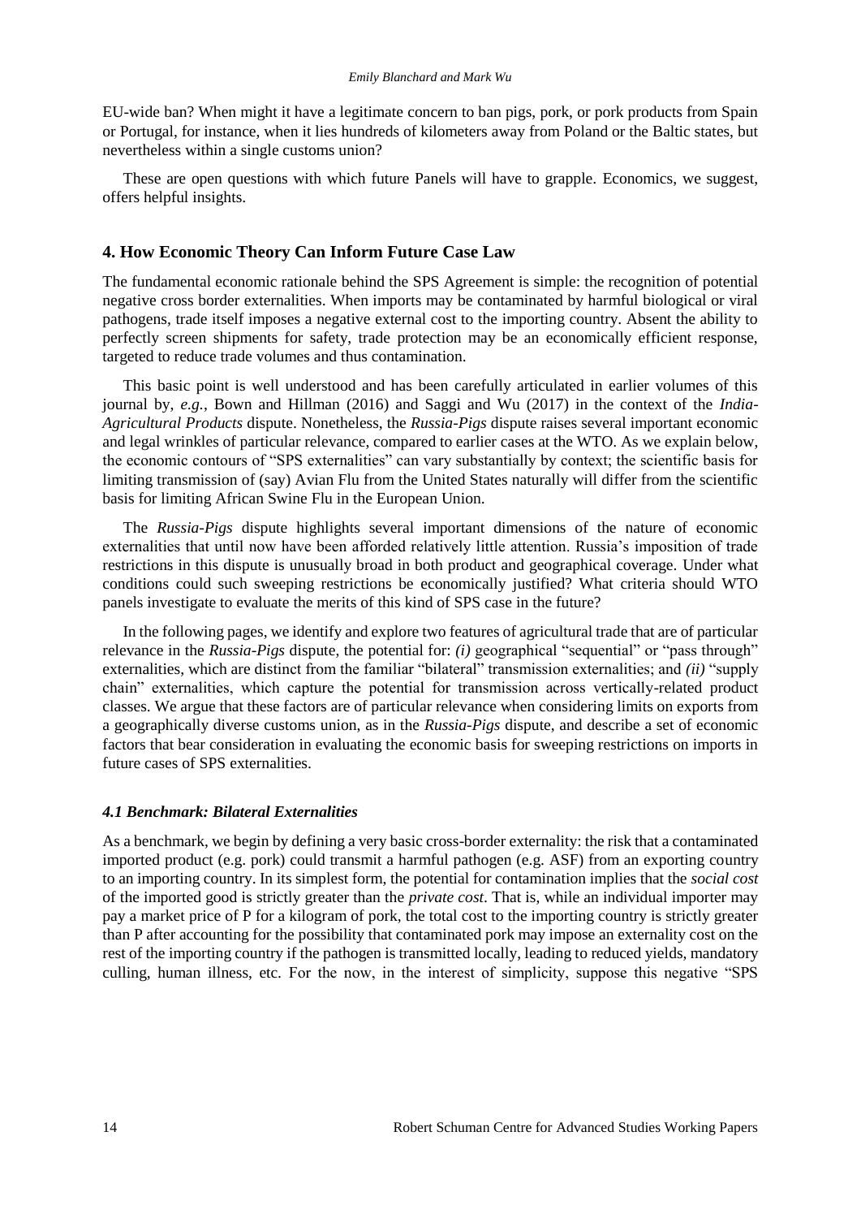EU-wide ban? When might it have a legitimate concern to ban pigs, pork, or pork products from Spain or Portugal, for instance, when it lies hundreds of kilometers away from Poland or the Baltic states, but nevertheless within a single customs union?

These are open questions with which future Panels will have to grapple. Economics, we suggest, offers helpful insights.

## 4. How Economic Theory Can Inform Future Case Law

The fundamental economic rationale behind the SPS Agreement is simple: the recognition of potential negative cross border externalities. When imports may be contaminated by harmful biological or viral pathogens, trade itself imposes a negative external cost to the importing country. Absent the ability to perfectly screen shipments for safety, trade protection may be an economically efficient response, targeted to reduce trade volumes and thus contamination.

This basic point is well understood and has been carefully articulated in earlier volumes of this journal by, *e.g.*, Bown and Hillman (2016) and Saggi and Wu (2017) in the context of the *India-Agricultural Products* dispute. Nonetheless, the *Russia-Pigs* dispute raises several important economic and legal wrinkles of particular relevance, compared to earlier cases at the WTO. As we explain below, the economic contours of "SPS externalities" can vary substantially by context; the scientific basis for limiting transmission of (say) Avian Flu from the United States naturally will differ from the scientific basis for limiting African Swine Flu in the European Union.

The *Russia-Pigs* dispute highlights several important dimensions of the nature of economic externalities that until now have been afforded relatively little attention. Russia's imposition of trade restrictions in this dispute is unusually broad in both product and geographical coverage. Under what conditions could such sweeping restrictions be economically justified? What criteria should WTO panels investigate to evaluate the merits of this kind of SPS case in the future?

In the following pages, we identify and explore two features of agricultural trade that are of particular relevance in the *Russia-Pigs* dispute, the potential for: *(i)* geographical "sequential" or "pass through" externalities, which are distinct from the familiar "bilateral" transmission externalities; and *(ii)* "supply chain" externalities, which capture the potential for transmission across vertically-related product classes. We argue that these factors are of particular relevance when considering limits on exports from a geographically diverse customs union, as in the *Russia-Pigs* dispute, and describe a set of economic factors that bear consideration in evaluating the economic basis for sweeping restrictions on imports in future cases of SPS externalities.

### *4.1 Benchmark: Bilateral Externalities*

As a benchmark, we begin by defining a very basic cross-border externality: the risk that a contaminated imported product (e.g. pork) could transmit a harmful pathogen (e.g. ASF) from an exporting country to an importing country. In its simplest form, the potential for contamination implies that the *social cost* of the imported good is strictly greater than the *private cost*. That is, while an individual importer may pay a market price of P for a kilogram of pork, the total cost to the importing country is strictly greater than P after accounting for the possibility that contaminated pork may impose an externality cost on the rest of the importing country if the pathogen is transmitted locally, leading to reduced yields, mandatory culling, human illness, etc. For the now, in the interest of simplicity, suppose this negative "SPS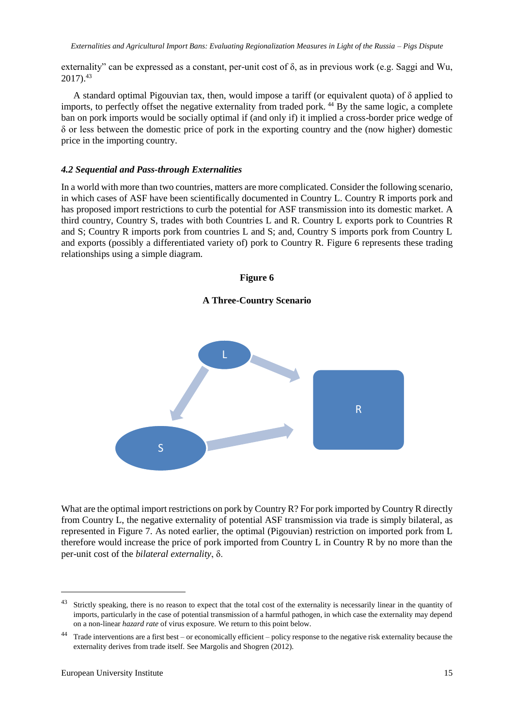externality" can be expressed as a constant, per-unit cost of $\delta$, as in previous work (e.g. Saggi and Wu, 2017).[43]

A standard optimal Pigouvian tax, then, would impose a tariff (or equivalent quota) of $\delta$ applied to imports, to perfectly offset the negative externality from traded pork. [44] By the same logic, a complete ban on pork imports would be socially optimal if (and only if) it implied a cross-border price wedge of $\delta$ or less between the domestic price of pork in the exporting country and the (now higher) domestic price in the importing country.

### *4.2 Sequential and Pass-through Externalities*

In a world with more than two countries, matters are more complicated. Consider the following scenario, in which cases of ASF have been scientifically documented in Country L. Country R imports pork and has proposed import restrictions to curb the potential for ASF transmission into its domestic market. A third country, Country S, trades with both Countries L and R. Country L exports pork to Countries R and S; Country R imports pork from countries L and S; and, Country S imports pork from Country L and exports (possibly a differentiated variety of) pork to Country R. Figure 6 represents these trading relationships using a simple diagram.

**Figure 6**

**A Three-Country Scenario**

What are the optimal import restrictions on pork by Country R? For pork imported by Country R directly from Country L, the negative externality of potential ASF transmission via trade is simply bilateral, as represented in Figure 7. As noted earlier, the optimal (Pigouvian) restriction on imported pork from L therefore would increase the price of pork imported from Country L in Country R by no more than the per-unit cost of the *bilateral externality*, $\delta$.

---

[43] Strictly speaking, there is no reason to expect that the total cost of the externality is necessarily linear in the quantity of imports, particularly in the case of potential transmission of a harmful pathogen, in which case the externality may depend on a non-linear *hazard rate* of virus exposure. We return to this point below.

[44] Trade interventions are a first best – or economically efficient – policy response to the negative risk externality because the externality derives from trade itself. See Margolis and Shogren (2012).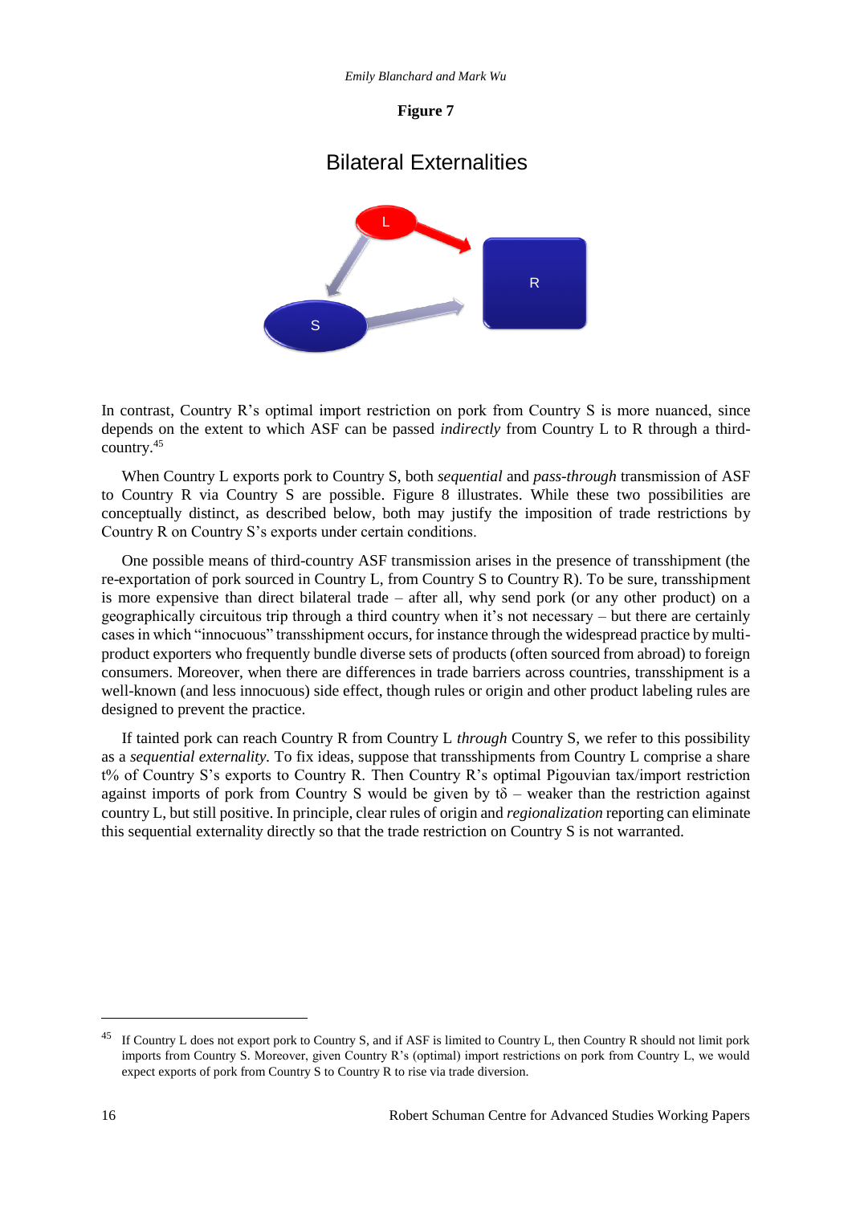**Figure 7**

Bilateral Externalities

In contrast, Country R's optimal import restriction on pork from Country S is more nuanced, since depends on the extent to which ASF can be passed *indirectly* from Country L to R through a third-country.[45]

When Country L exports pork to Country S, both *sequential* and *pass-through* transmission of ASF to Country R via Country S are possible. Figure 8 illustrates. While these two possibilities are conceptually distinct, as described below, both may justify the imposition of trade restrictions by Country R on Country S's exports under certain conditions.

One possible means of third-country ASF transmission arises in the presence of transshipment (the re-exportation of pork sourced in Country L, from Country S to Country R). To be sure, transshipment is more expensive than direct bilateral trade – after all, why send pork (or any other product) on a geographically circuitous trip through a third country when it's not necessary – but there are certainly cases in which "innocuous" transshipment occurs, for instance through the widespread practice by multi-product exporters who frequently bundle diverse sets of products (often sourced from abroad) to foreign consumers. Moreover, when there are differences in trade barriers across countries, transshipment is a well-known (and less innocuous) side effect, though rules or origin and other product labeling rules are designed to prevent the practice.

If tainted pork can reach Country R from Country L *through* Country S, we refer to this possibility as a *sequential externality.* To fix ideas, suppose that transshipments from Country L comprise a share t% of Country S's exports to Country R. Then Country R's optimal Pigouvian tax/import restriction against imports of pork from Country S would be given by $t\delta$ – weaker than the restriction against country L, but still positive. In principle, clear rules of origin and *regionalization* reporting can eliminate this sequential externality directly so that the trade restriction on Country S is not warranted.

[45] If Country L does not export pork to Country S, and if ASF is limited to Country L, then Country R should not limit pork imports from Country S. Moreover, given Country R's (optimal) import restrictions on pork from Country L, we would expect exports of pork from Country S to Country R to rise via trade diversion.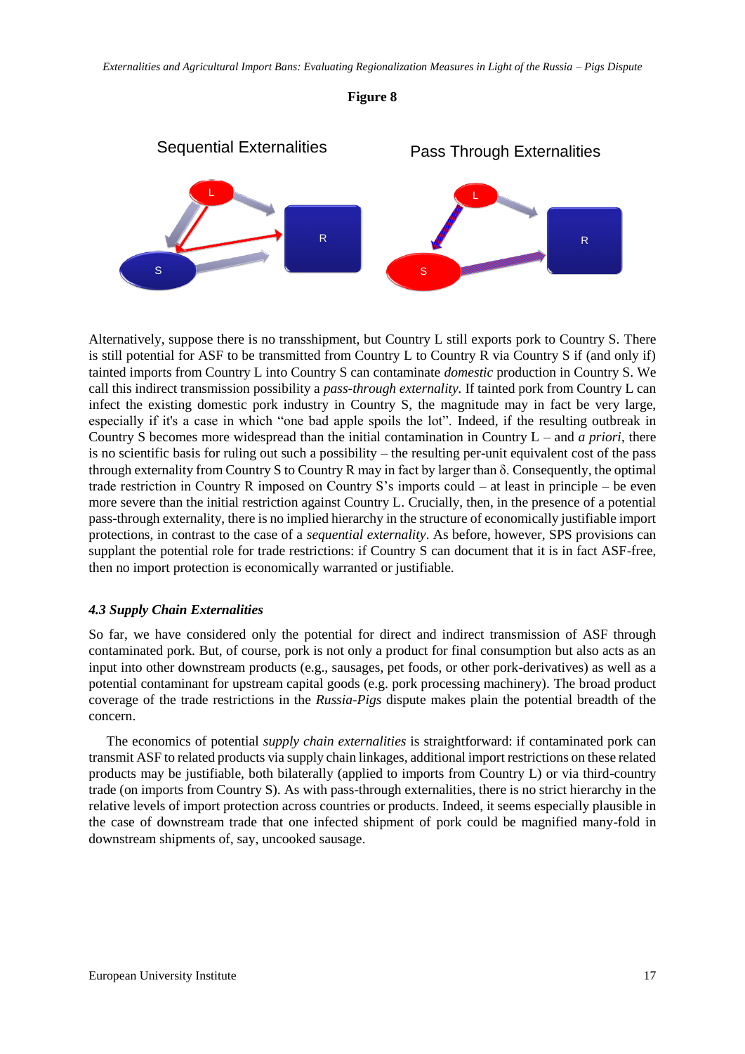**Figure 8**

Alternatively, suppose there is no transshipment, but Country L still exports pork to Country S. There is still potential for ASF to be transmitted from Country L to Country R via Country S if (and only if) tainted imports from Country L into Country S can contaminate *domestic* production in Country S. We call this indirect transmission possibility a *pass-through externality*. If tainted pork from Country L can infect the existing domestic pork industry in Country S, the magnitude may in fact be very large, especially if it's a case in which "one bad apple spoils the lot". Indeed, if the resulting outbreak in Country S becomes more widespread than the initial contamination in Country L – and *a priori*, there is no scientific basis for ruling out such a possibility – the resulting per-unit equivalent cost of the pass through externality from Country S to Country R may in fact by larger than $\delta$. Consequently, the optimal trade restriction in Country R imposed on Country S's imports could – at least in principle – be even more severe than the initial restriction against Country L. Crucially, then, in the presence of a potential pass-through externality, there is no implied hierarchy in the structure of economically justifiable import protections, in contrast to the case of a *sequential externality*. As before, however, SPS provisions can supplant the potential role for trade restrictions: if Country S can document that it is in fact ASF-free, then no import protection is economically warranted or justifiable.

### *4.3 Supply Chain Externalities*

So far, we have considered only the potential for direct and indirect transmission of ASF through contaminated pork. But, of course, pork is not only a product for final consumption but also acts as an input into other downstream products (e.g., sausages, pet foods, or other pork-derivatives) as well as a potential contaminant for upstream capital goods (e.g. pork processing machinery). The broad product coverage of the trade restrictions in the *Russia-Pigs* dispute makes plain the potential breadth of the concern.

The economics of potential *supply chain externalities* is straightforward: if contaminated pork can transmit ASF to related products via supply chain linkages, additional import restrictions on these related products may be justifiable, both bilaterally (applied to imports from Country L) or via third-country trade (on imports from Country S). As with pass-through externalities, there is no strict hierarchy in the relative levels of import protection across countries or products. Indeed, it seems especially plausible in the case of downstream trade that one infected shipment of pork could be magnified many-fold in downstream shipments of, say, uncooked sausage.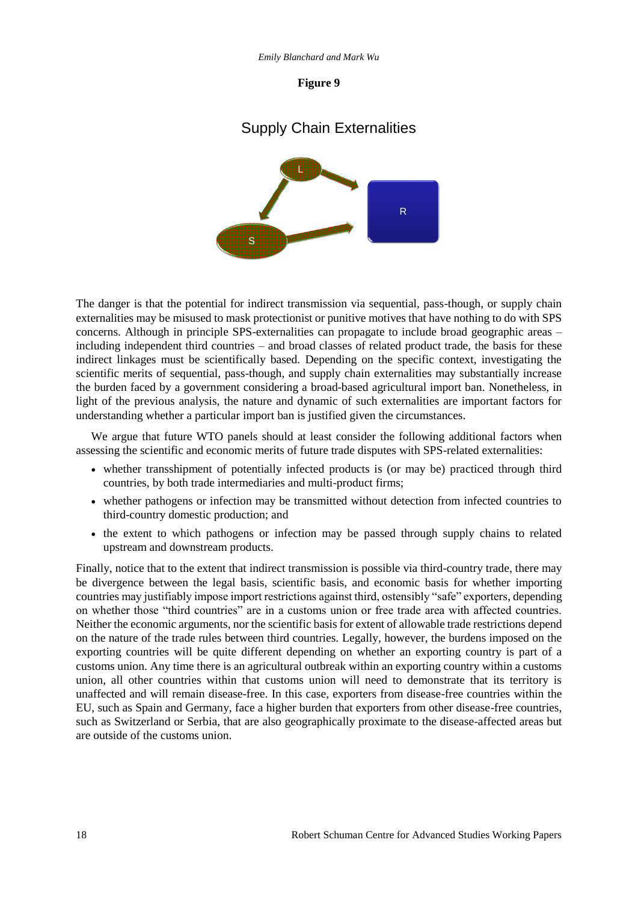**Figure 9**

Supply Chain Externalities

The danger is that the potential for indirect transmission via sequential, pass-though, or supply chain externalities may be misused to mask protectionist or punitive motives that have nothing to do with SPS concerns. Although in principle SPS-externalities can propagate to include broad geographic areas – including independent third countries – and broad classes of related product trade, the basis for these indirect linkages must be scientifically based. Depending on the specific context, investigating the scientific merits of sequential, pass-though, and supply chain externalities may substantially increase the burden faced by a government considering a broad-based agricultural import ban. Nonetheless, in light of the previous analysis, the nature and dynamic of such externalities are important factors for understanding whether a particular import ban is justified given the circumstances.

We argue that future WTO panels should at least consider the following additional factors when assessing the scientific and economic merits of future trade disputes with SPS-related externalities:

- whether transshipment of potentially infected products is (or may be) practiced through third countries, by both trade intermediaries and multi-product firms;
- whether pathogens or infection may be transmitted without detection from infected countries to third-country domestic production; and
- the extent to which pathogens or infection may be passed through supply chains to related upstream and downstream products.

Finally, notice that to the extent that indirect transmission is possible via third-country trade, there may be divergence between the legal basis, scientific basis, and economic basis for whether importing countries may justifiably impose import restrictions against third, ostensibly "safe" exporters, depending on whether those "third countries" are in a customs union or free trade area with affected countries. Neither the economic arguments, nor the scientific basis for extent of allowable trade restrictions depend on the nature of the trade rules between third countries. Legally, however, the burdens imposed on the exporting countries will be quite different depending on whether an exporting country is part of a customs union. Any time there is an agricultural outbreak within an exporting country within a customs union, all other countries within that customs union will need to demonstrate that its territory is unaffected and will remain disease-free. In this case, exporters from disease-free countries within the EU, such as Spain and Germany, face a higher burden that exporters from other disease-free countries, such as Switzerland or Serbia, that are also geographically proximate to the disease-affected areas but are outside of the customs union.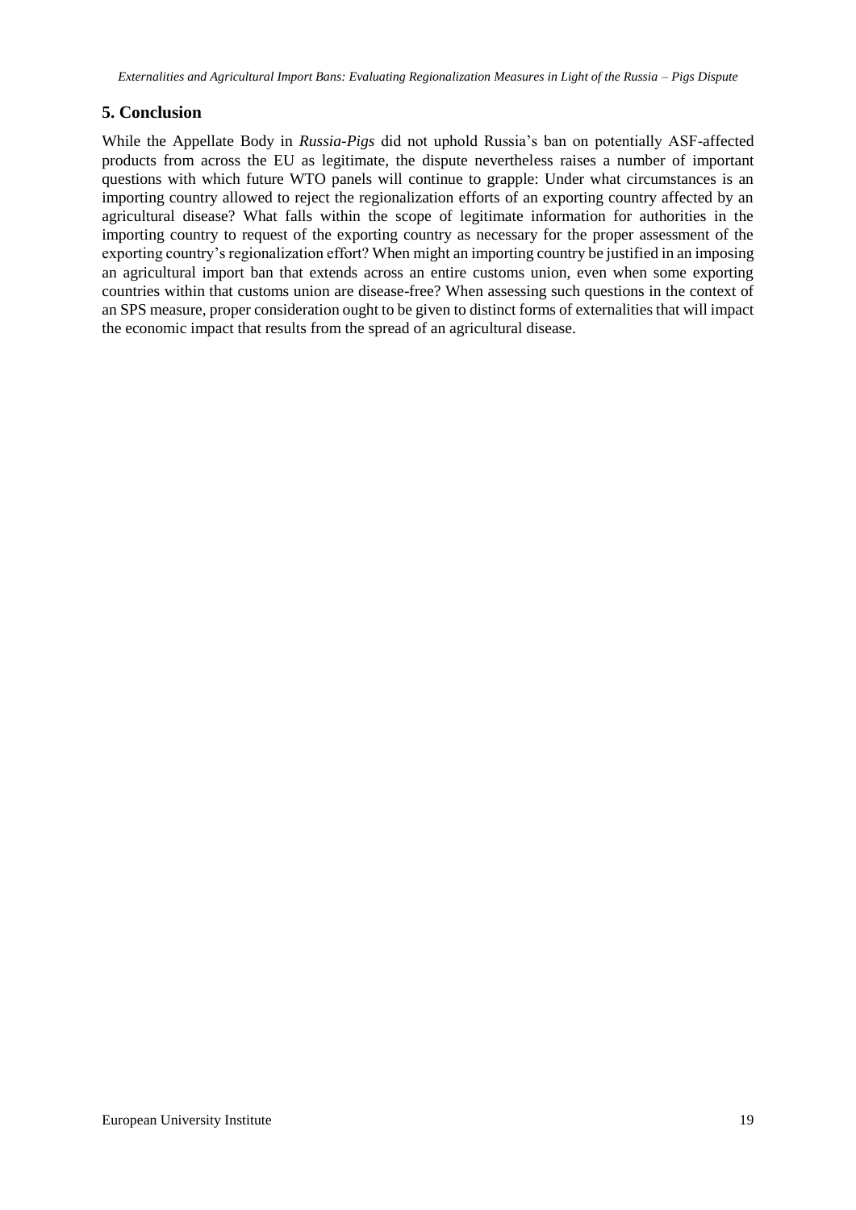## 5. Conclusion

While the Appellate Body in *Russia-Pigs* did not uphold Russia's ban on potentially ASF-affected products from across the EU as legitimate, the dispute nevertheless raises a number of important questions with which future WTO panels will continue to grapple: Under what circumstances is an importing country allowed to reject the regionalization efforts of an exporting country affected by an agricultural disease? What falls within the scope of legitimate information for authorities in the importing country to request of the exporting country as necessary for the proper assessment of the exporting country's regionalization effort? When might an importing country be justified in an imposing an agricultural import ban that extends across an entire customs union, even when some exporting countries within that customs union are disease-free? When assessing such questions in the context of an SPS measure, proper consideration ought to be given to distinct forms of externalities that will impact the economic impact that results from the spread of an agricultural disease.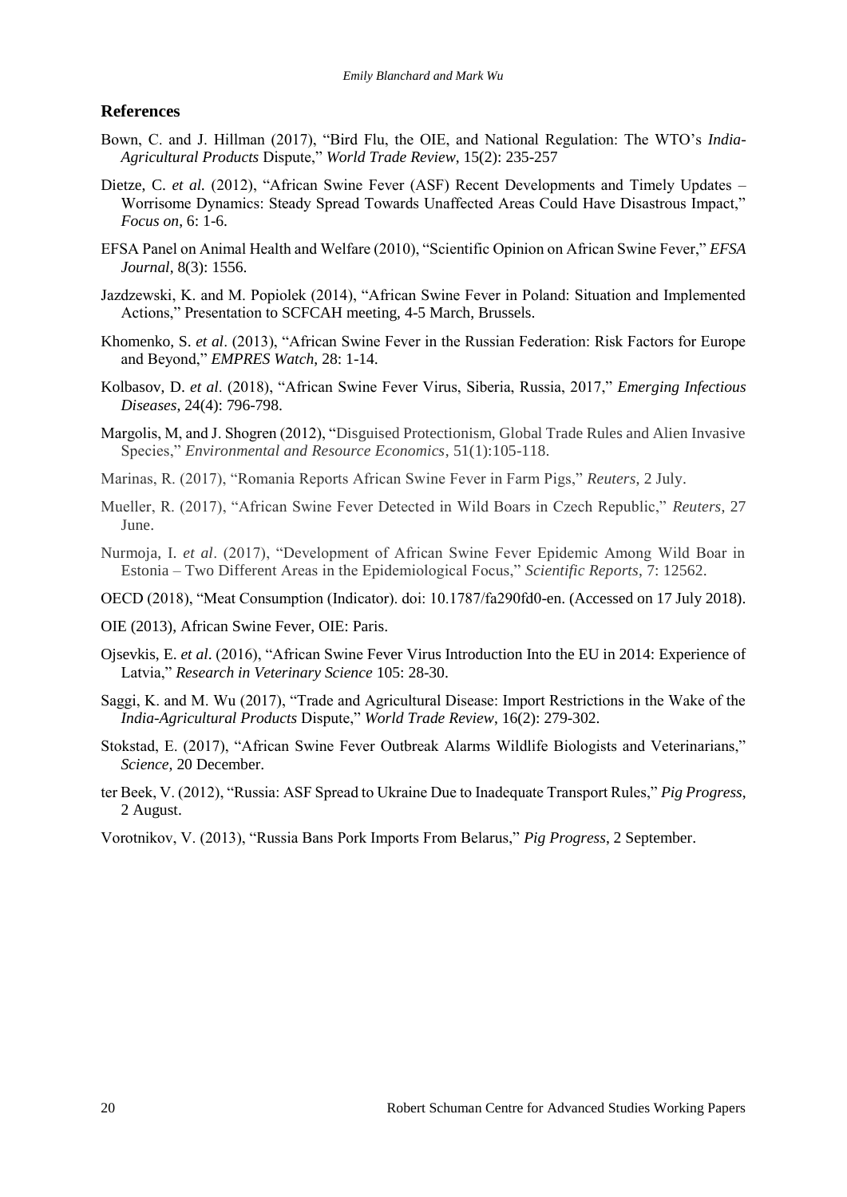## References

Bown, C. and J. Hillman (2017), "Bird Flu, the OIE, and National Regulation: The WTO's *India-Agricultural Products* Dispute," *World Trade Review*, 15(2): 235-257

Dietze, C. *et al.* (2012), "African Swine Fever (ASF) Recent Developments and Timely Updates – Worrisome Dynamics: Steady Spread Towards Unaffected Areas Could Have Disastrous Impact," *Focus on*, 6: 1-6.

EFSA Panel on Animal Health and Welfare (2010), "Scientific Opinion on African Swine Fever," *EFSA Journal*, 8(3): 1556.

Jazdzewski, K. and M. Popiolek (2014), "African Swine Fever in Poland: Situation and Implemented Actions," Presentation to SCFCAH meeting, 4-5 March, Brussels.

Khomenko, S. *et al*. (2013), "African Swine Fever in the Russian Federation: Risk Factors for Europe and Beyond," *EMPRES Watch*, 28: 1-14.

Kolbasov, D. *et al*. (2018), "African Swine Fever Virus, Siberia, Russia, 2017," *Emerging Infectious Diseases*, 24(4): 796-798.

Margolis, M, and J. Shogren (2012), "Disguised Protectionism, Global Trade Rules and Alien Invasive Species," *Environmental and Resource Economics*, 51(1):105-118.

Marinas, R. (2017), "Romania Reports African Swine Fever in Farm Pigs," *Reuters*, 2 July.

Mueller, R. (2017), "African Swine Fever Detected in Wild Boars in Czech Republic," *Reuters*, 27 June.

Nurmoja, I. *et al*. (2017), "Development of African Swine Fever Epidemic Among Wild Boar in Estonia – Two Different Areas in the Epidemiological Focus," *Scientific Reports*, 7: 12562.

OECD (2018), "Meat Consumption (Indicator). doi: 10.1787/fa290fd0-en. (Accessed on 17 July 2018).

OIE (2013), African Swine Fever, OIE: Paris.

Ojsevkis, E. *et al*. (2016), "African Swine Fever Virus Introduction Into the EU in 2014: Experience of Latvia," *Research in Veterinary Science* 105: 28-30.

Saggi, K. and M. Wu (2017), "Trade and Agricultural Disease: Import Restrictions in the Wake of the *India-Agricultural Products* Dispute," *World Trade Review*, 16(2): 279-302.

Stokstad, E. (2017), "African Swine Fever Outbreak Alarms Wildlife Biologists and Veterinarians," *Science*, 20 December.

ter Beek, V. (2012), "Russia: ASF Spread to Ukraine Due to Inadequate Transport Rules," *Pig Progress*, 2 August.

Vorotnikov, V. (2013), "Russia Bans Pork Imports From Belarus," *Pig Progress*, 2 September.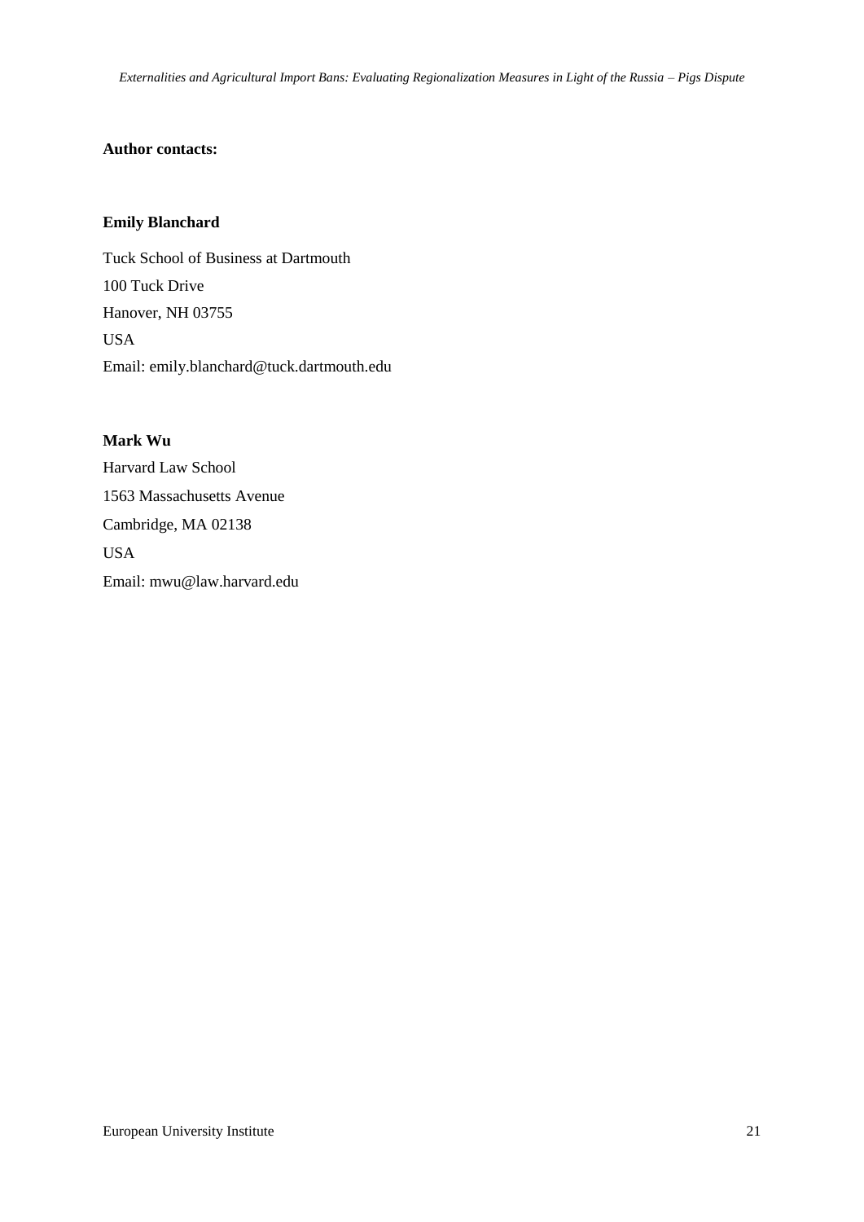**Author contacts:**

**Emily Blanchard**

Tuck School of Business at Dartmouth

100 Tuck Drive

Hanover, NH 03755

USA

Email: emily.blanchard@tuck.dartmouth.edu

**Mark Wu**

Harvard Law School

1563 Massachusetts Avenue

Cambridge, MA 02138

USA

Email: mwu@law.harvard.edu